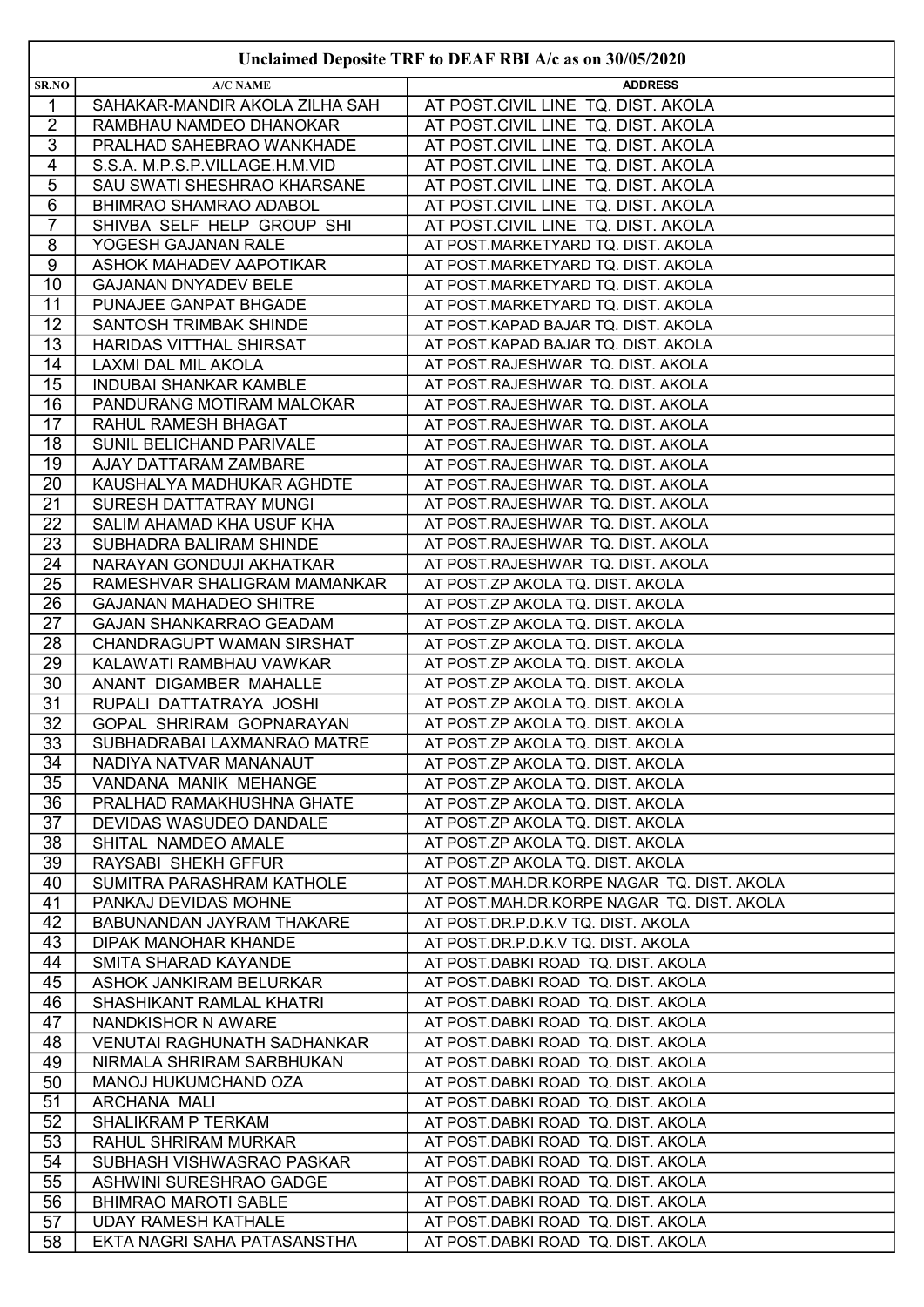# Unclaimed Deposite TRF to DEAF RBI A/c as on 30/05/2020

| SR.NO | A/C NAME | ADDRESS |
|---|---|---|
| 1 | SAHAKAR-MANDIR AKOLA ZILHA SAH | AT POST.CIVIL LINE TQ. DIST. AKOLA |
| 2 | RAMBHAU NAMDEO DHANOKAR | AT POST.CIVIL LINE TQ. DIST. AKOLA |
| 3 | PRALHAD SAHEBRAO WANKHADE | AT POST.CIVIL LINE TQ. DIST. AKOLA |
| 4 | S.S.A. M.P.S.P.VILLAGE.H.M.VID | AT POST.CIVIL LINE TQ. DIST. AKOLA |
| 5 | SAU SWATI SHESHRAO KHARSANE | AT POST.CIVIL LINE TQ. DIST. AKOLA |
| 6 | BHIMRAO SHAMRAO ADABOL | AT POST.CIVIL LINE TQ. DIST. AKOLA |
| 7 | SHIVBA SELF HELP GROUP SHI | AT POST.CIVIL LINE TQ. DIST. AKOLA |
| 8 | YOGESH GAJANAN RALE | AT POST.MARKETYARD TQ. DIST. AKOLA |
| 9 | ASHOK MAHADEV AAPOTIKAR | AT POST.MARKETYARD TQ. DIST. AKOLA |
| 10 | GAJANAN DNYADEV BELE | AT POST.MARKETYARD TQ. DIST. AKOLA |
| 11 | PUNAJEE GANPAT BHGADE | AT POST.MARKETYARD TQ. DIST. AKOLA |
| 12 | SANTOSH TRIMBAK SHINDE | AT POST.KAPAD BAJAR TQ. DIST. AKOLA |
| 13 | HARIDAS VITTHAL SHIRSAT | AT POST.KAPAD BAJAR TQ. DIST. AKOLA |
| 14 | LAXMI DAL MIL AKOLA | AT POST.RAJESHWAR TQ. DIST. AKOLA |
| 15 | INDUBAI SHANKAR KAMBLE | AT POST.RAJESHWAR TQ. DIST. AKOLA |
| 16 | PANDURANG MOTIRAM MALOKAR | AT POST.RAJESHWAR TQ. DIST. AKOLA |
| 17 | RAHUL RAMESH BHAGAT | AT POST.RAJESHWAR TQ. DIST. AKOLA |
| 18 | SUNIL BELICHAND PARIVALE | AT POST.RAJESHWAR TQ. DIST. AKOLA |
| 19 | AJAY DATTARAM ZAMBARE | AT POST.RAJESHWAR TQ. DIST. AKOLA |
| 20 | KAUSHALYA MADHUKAR AGHDTE | AT POST.RAJESHWAR TQ. DIST. AKOLA |
| 21 | SURESH DATTATRAY MUNGI | AT POST.RAJESHWAR TQ. DIST. AKOLA |
| 22 | SALIM AHAMAD KHA USUF KHA | AT POST.RAJESHWAR TQ. DIST. AKOLA |
| 23 | SUBHADRA BALIRAM SHINDE | AT POST.RAJESHWAR TQ. DIST. AKOLA |
| 24 | NARAYAN GONDUJI AKHATKAR | AT POST.RAJESHWAR TQ. DIST. AKOLA |
| 25 | RAMESHVAR SHALIGRAM MAMANKAR | AT POST.ZP AKOLA TQ. DIST. AKOLA |
| 26 | GAJANAN MAHADEO SHITRE | AT POST.ZP AKOLA TQ. DIST. AKOLA |
| 27 | GAJAN SHANKARRAO GEADAM | AT POST.ZP AKOLA TQ. DIST. AKOLA |
| 28 | CHANDRAGUPT WAMAN SIRSHAT | AT POST.ZP AKOLA TQ. DIST. AKOLA |
| 29 | KALAWATI RAMBHAU VAWKAR | AT POST.ZP AKOLA TQ. DIST. AKOLA |
| 30 | ANANT DIGAMBER MAHALLE | AT POST.ZP AKOLA TQ. DIST. AKOLA |
| 31 | RUPALI DATTATRAYA JOSHI | AT POST.ZP AKOLA TQ. DIST. AKOLA |
| 32 | GOPAL SHRIRAM GOPNARAYAN | AT POST.ZP AKOLA TQ. DIST. AKOLA |
| 33 | SUBHADRABAI LAXMANRAO MATRE | AT POST.ZP AKOLA TQ. DIST. AKOLA |
| 34 | NADIYA NATVAR MANANAUT | AT POST.ZP AKOLA TQ. DIST. AKOLA |
| 35 | VANDANA MANIK MEHANGE | AT POST.ZP AKOLA TQ. DIST. AKOLA |
| 36 | PRALHAD RAMAKHUSHNA GHATE | AT POST.ZP AKOLA TQ. DIST. AKOLA |
| 37 | DEVIDAS WASUDEO DANDALE | AT POST.ZP AKOLA TQ. DIST. AKOLA |
| 38 | SHITAL NAMDEO AMALE | AT POST.ZP AKOLA TQ. DIST. AKOLA |
| 39 | RAYSABI SHEKH GFFUR | AT POST.ZP AKOLA TQ. DIST. AKOLA |
| 40 | SUMITRA PARASHRAM KATHOLE | AT POST.MAH.DR.KORPE NAGAR TQ. DIST. AKOLA |
| 41 | PANKAJ DEVIDAS MOHNE | AT POST.MAH.DR.KORPE NAGAR TQ. DIST. AKOLA |
| 42 | BABUNANDAN JAYRAM THAKARE | AT POST.DR.P.D.K.V TQ. DIST. AKOLA |
| 43 | DIPAK MANOHAR KHANDE | AT POST.DR.P.D.K.V TQ. DIST. AKOLA |
| 44 | SMITA SHARAD KAYANDE | AT POST.DABKI ROAD TQ. DIST. AKOLA |
| 45 | ASHOK JANKIRAM BELURKAR | AT POST.DABKI ROAD TQ. DIST. AKOLA |
| 46 | SHASHIKANT RAMLAL KHATRI | AT POST.DABKI ROAD TQ. DIST. AKOLA |
| 47 | NANDKISHOR N AWARE | AT POST.DABKI ROAD TQ. DIST. AKOLA |
| 48 | VENUTAI RAGHUNATH SADHANKAR | AT POST.DABKI ROAD TQ. DIST. AKOLA |
| 49 | NIRMALA SHRIRAM SARBHUKAN | AT POST.DABKI ROAD TQ. DIST. AKOLA |
| 50 | MANOJ HUKUMCHAND OZA | AT POST.DABKI ROAD TQ. DIST. AKOLA |
| 51 | ARCHANA MALI | AT POST.DABKI ROAD TQ. DIST. AKOLA |
| 52 | SHALIKRAM P TERKAM | AT POST.DABKI ROAD TQ. DIST. AKOLA |
| 53 | RAHUL SHRIRAM MURKAR | AT POST.DABKI ROAD TQ. DIST. AKOLA |
| 54 | SUBHASH VISHWASRAO PASKAR | AT POST.DABKI ROAD TQ. DIST. AKOLA |
| 55 | ASHWINI SURESHRAO GADGE | AT POST.DABKI ROAD TQ. DIST. AKOLA |
| 56 | BHIMRAO MAROTI SABLE | AT POST.DABKI ROAD TQ. DIST. AKOLA |
| 57 | UDAY RAMESH KATHALE | AT POST.DABKI ROAD TQ. DIST. AKOLA |
| 58 | EKTA NAGRI SAHA PATASANSTHA | AT POST.DABKI ROAD TQ. DIST. AKOLA |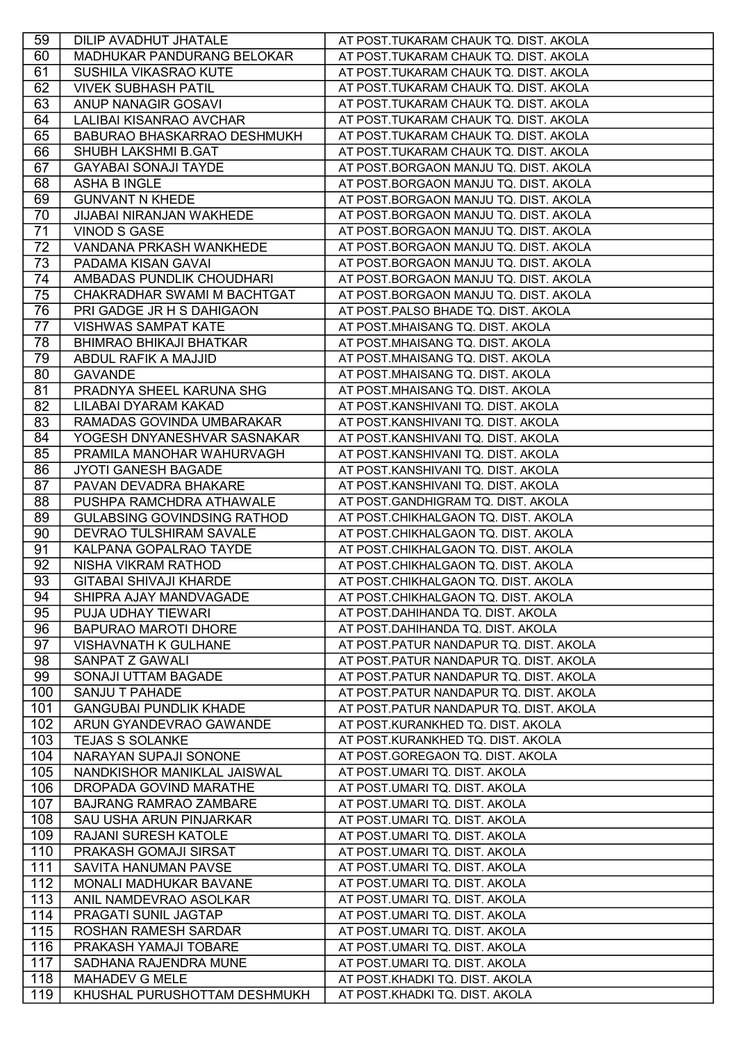| 59 | DILIP AVADHUT JHATALE | AT POST.TUKARAM CHAUK TQ. DIST. AKOLA |
|---|---|---|
| 60 | MADHUKAR PANDURANG BELOKAR | AT POST.TUKARAM CHAUK TQ. DIST. AKOLA |
| 61 | SUSHILA VIKASRAO KUTE | AT POST.TUKARAM CHAUK TQ. DIST. AKOLA |
| 62 | VIVEK SUBHASH PATIL | AT POST.TUKARAM CHAUK TQ. DIST. AKOLA |
| 63 | ANUP NANAGIR GOSAVI | AT POST.TUKARAM CHAUK TQ. DIST. AKOLA |
| 64 | LALIBAI KISANRAO AVCHAR | AT POST.TUKARAM CHAUK TQ. DIST. AKOLA |
| 65 | BABURAO BHASKARRAO DESHMUKH | AT POST.TUKARAM CHAUK TQ. DIST. AKOLA |
| 66 | SHUBH LAKSHMI B.GAT | AT POST.TUKARAM CHAUK TQ. DIST. AKOLA |
| 67 | GAYABAI SONAJI TAYDE | AT POST.BORGAON MANJU TQ. DIST. AKOLA |
| 68 | ASHA B INGLE | AT POST.BORGAON MANJU TQ. DIST. AKOLA |
| 69 | GUNVANT N KHEDE | AT POST.BORGAON MANJU TQ. DIST. AKOLA |
| 70 | JIJABAI NIRANJAN WAKHEDE | AT POST.BORGAON MANJU TQ. DIST. AKOLA |
| 71 | VINOD S GASE | AT POST.BORGAON MANJU TQ. DIST. AKOLA |
| 72 | VANDANA PRKASH WANKHEDE | AT POST.BORGAON MANJU TQ. DIST. AKOLA |
| 73 | PADAMA KISAN GAVAI | AT POST.BORGAON MANJU TQ. DIST. AKOLA |
| 74 | AMBADAS PUNDLIK CHOUDHARI | AT POST.BORGAON MANJU TQ. DIST. AKOLA |
| 75 | CHAKRADHAR SWAMI M BACHTGAT | AT POST.BORGAON MANJU TQ. DIST. AKOLA |
| 76 | PRI GADGE JR H S DAHIGAON | AT POST.PALSO BHADE TQ. DIST. AKOLA |
| 77 | VISHWAS SAMPAT KATE | AT POST.MHAISANG TQ. DIST. AKOLA |
| 78 | BHIMRAO BHIKAJI BHATKAR | AT POST.MHAISANG TQ. DIST. AKOLA |
| 79 | ABDUL RAFIK A MAJJID | AT POST.MHAISANG TQ. DIST. AKOLA |
| 80 | GAVANDE | AT POST.MHAISANG TQ. DIST. AKOLA |
| 81 | PRADNYA SHEEL KARUNA SHG | AT POST.MHAISANG TQ. DIST. AKOLA |
| 82 | LILABAI DYARAM KAKAD | AT POST.KANSHIVANI TQ. DIST. AKOLA |
| 83 | RAMADAS GOVINDA UMBARAKAR | AT POST.KANSHIVANI TQ. DIST. AKOLA |
| 84 | YOGESH DNYANESHVAR SASNAKAR | AT POST.KANSHIVANI TQ. DIST. AKOLA |
| 85 | PRAMILA MANOHAR WAHURVAGH | AT POST.KANSHIVANI TQ. DIST. AKOLA |
| 86 | JYOTI GANESH BAGADE | AT POST.KANSHIVANI TQ. DIST. AKOLA |
| 87 | PAVAN DEVADRA BHAKARE | AT POST.KANSHIVANI TQ. DIST. AKOLA |
| 88 | PUSHPA RAMCHDRA ATHAWALE | AT POST.GANDHIGRAM TQ. DIST. AKOLA |
| 89 | GULABSING GOVINDSING RATHOD | AT POST.CHIKHALGAON TQ. DIST. AKOLA |
| 90 | DEVRAO TULSHIRAM SAVALE | AT POST.CHIKHALGAON TQ. DIST. AKOLA |
| 91 | KALPANA GOPALRAO TAYDE | AT POST.CHIKHALGAON TQ. DIST. AKOLA |
| 92 | NISHA VIKRAM RATHOD | AT POST.CHIKHALGAON TQ. DIST. AKOLA |
| 93 | GITABAI SHIVAJI KHARDE | AT POST.CHIKHALGAON TQ. DIST. AKOLA |
| 94 | SHIPRA AJAY MANDVAGADE | AT POST.CHIKHALGAON TQ. DIST. AKOLA |
| 95 | PUJA UDHAY TIEWARI | AT POST.DAHIHANDA TQ. DIST. AKOLA |
| 96 | BAPURAO MAROTI DHORE | AT POST.DAHIHANDA TQ. DIST. AKOLA |
| 97 | VISHAVNATH K GULHANE | AT POST.PATUR NANDAPUR TQ. DIST. AKOLA |
| 98 | SANPAT Z GAWALI | AT POST.PATUR NANDAPUR TQ. DIST. AKOLA |
| 99 | SONAJI UTTAM BAGADE | AT POST.PATUR NANDAPUR TQ. DIST. AKOLA |
| 100 | SANJU T PAHADE | AT POST.PATUR NANDAPUR TQ. DIST. AKOLA |
| 101 | GANGUBAI PUNDLIK KHADE | AT POST.PATUR NANDAPUR TQ. DIST. AKOLA |
| 102 | ARUN GYANDEVRAO GAWANDE | AT POST.KURANKHED TQ. DIST. AKOLA |
| 103 | TEJAS S SOLANKE | AT POST.KURANKHED TQ. DIST. AKOLA |
| 104 | NARAYAN SUPAJI SONONE | AT POST.GOREGAON TQ. DIST. AKOLA |
| 105 | NANDKISHOR MANIKLAL JAISWAL | AT POST.UMARI TQ. DIST. AKOLA |
| 106 | DROPADA GOVIND MARATHE | AT POST.UMARI TQ. DIST. AKOLA |
| 107 | BAJRANG RAMRAO ZAMBARE | AT POST.UMARI TQ. DIST. AKOLA |
| 108 | SAU USHA ARUN PINJARKAR | AT POST.UMARI TQ. DIST. AKOLA |
| 109 | RAJANI SURESH KATOLE | AT POST.UMARI TQ. DIST. AKOLA |
| 110 | PRAKASH GOMAJI SIRSAT | AT POST.UMARI TQ. DIST. AKOLA |
| 111 | SAVITA HANUMAN PAVSE | AT POST.UMARI TQ. DIST. AKOLA |
| 112 | MONALI MADHUKAR BAVANE | AT POST.UMARI TQ. DIST. AKOLA |
| 113 | ANIL NAMDEVRAO ASOLKAR | AT POST.UMARI TQ. DIST. AKOLA |
| 114 | PRAGATI SUNIL JAGTAP | AT POST.UMARI TQ. DIST. AKOLA |
| 115 | ROSHAN RAMESH SARDAR | AT POST.UMARI TQ. DIST. AKOLA |
| 116 | PRAKASH YAMAJI TOBARE | AT POST.UMARI TQ. DIST. AKOLA |
| 117 | SADHANA RAJENDRA MUNE | AT POST.UMARI TQ. DIST. AKOLA |
| 118 | MAHADEV G MELE | AT POST.KHADKI TQ. DIST. AKOLA |
| 119 | KHUSHAL PURUSHOTTAM DESHMUKH | AT POST.KHADKI TQ. DIST. AKOLA |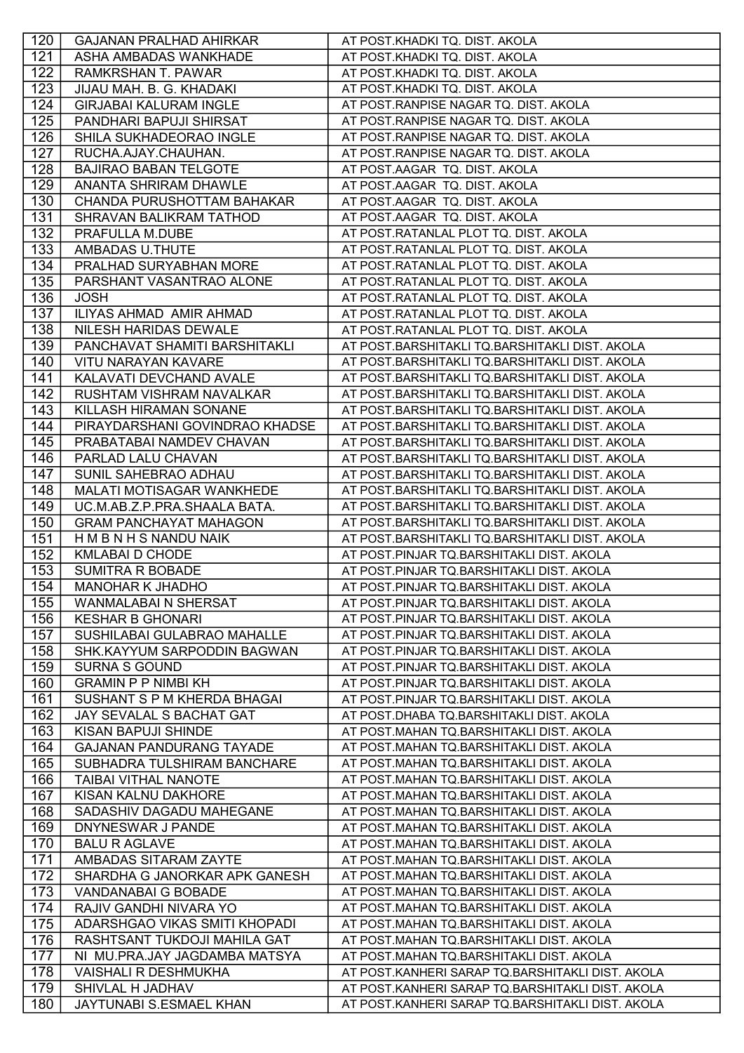| 120 | GAJANAN PRALHAD AHIRKAR | AT POST.KHADKI TQ. DIST. AKOLA |
|---|---|---|
| 121 | ASHA AMBADAS WANKHADE | AT POST.KHADKI TQ. DIST. AKOLA |
| 122 | RAMKRSHAN T. PAWAR | AT POST.KHADKI TQ. DIST. AKOLA |
| 123 | JIJAU MAH. B. G. KHADAKI | AT POST.KHADKI TQ. DIST. AKOLA |
| 124 | GIRJABAI KALURAM INGLE | AT POST.RANPISE NAGAR TQ. DIST. AKOLA |
| 125 | PANDHARI BAPUJI SHIRSAT | AT POST.RANPISE NAGAR TQ. DIST. AKOLA |
| 126 | SHILA SUKHADEORAO INGLE | AT POST.RANPISE NAGAR TQ. DIST. AKOLA |
| 127 | RUCHA.AJAY.CHAUHAN. | AT POST.RANPISE NAGAR TQ. DIST. AKOLA |
| 128 | BAJIRAO BABAN TELGOTE | AT POST.AAGAR TQ. DIST. AKOLA |
| 129 | ANANTA SHRIRAM DHAWLE | AT POST.AAGAR TQ. DIST. AKOLA |
| 130 | CHANDA PURUSHOTTAM BAHAKAR | AT POST.AAGAR TQ. DIST. AKOLA |
| 131 | SHRAVAN BALIKRAM TATHOD | AT POST.AAGAR TQ. DIST. AKOLA |
| 132 | PRAFULLA M.DUBE | AT POST.RATANLAL PLOT TQ. DIST. AKOLA |
| 133 | AMBADAS U.THUTE | AT POST.RATANLAL PLOT TQ. DIST. AKOLA |
| 134 | PRALHAD SURYABHAN MORE | AT POST.RATANLAL PLOT TQ. DIST. AKOLA |
| 135 | PARSHANT VASANTRAO ALONE | AT POST.RATANLAL PLOT TQ. DIST. AKOLA |
| 136 | JOSH | AT POST.RATANLAL PLOT TQ. DIST. AKOLA |
| 137 | ILIYAS AHMAD AMIR AHMAD | AT POST.RATANLAL PLOT TQ. DIST. AKOLA |
| 138 | NILESH HARIDAS DEWALE | AT POST.RATANLAL PLOT TQ. DIST. AKOLA |
| 139 | PANCHAVAT SHAMITI BARSHITAKLI | AT POST.BARSHITAKLI TQ.BARSHITAKLI DIST. AKOLA |
| 140 | VITU NARAYAN KAVARE | AT POST.BARSHITAKLI TQ.BARSHITAKLI DIST. AKOLA |
| 141 | KALAVATI DEVCHAND AVALE | AT POST.BARSHITAKLI TQ.BARSHITAKLI DIST. AKOLA |
| 142 | RUSHTAM VISHRAM NAVALKAR | AT POST.BARSHITAKLI TQ.BARSHITAKLI DIST. AKOLA |
| 143 | KILLASH HIRAMAN SONANE | AT POST.BARSHITAKLI TQ.BARSHITAKLI DIST. AKOLA |
| 144 | PIRAYDARSHANI GOVINDRAO KHADSE | AT POST.BARSHITAKLI TQ.BARSHITAKLI DIST. AKOLA |
| 145 | PRABATABAI NAMDEV CHAVAN | AT POST.BARSHITAKLI TQ.BARSHITAKLI DIST. AKOLA |
| 146 | PARLAD LALU CHAVAN | AT POST.BARSHITAKLI TQ.BARSHITAKLI DIST. AKOLA |
| 147 | SUNIL SAHEBRAO ADHAU | AT POST.BARSHITAKLI TQ.BARSHITAKLI DIST. AKOLA |
| 148 | MALATI MOTISAGAR WANKHEDE | AT POST.BARSHITAKLI TQ.BARSHITAKLI DIST. AKOLA |
| 149 | UC.M.AB.Z.P.PRA.SHAALA BATA. | AT POST.BARSHITAKLI TQ.BARSHITAKLI DIST. AKOLA |
| 150 | GRAM PANCHAYAT MAHAGON | AT POST.BARSHITAKLI TQ.BARSHITAKLI DIST. AKOLA |
| 151 | H M B N H S NANDU NAIK | AT POST.BARSHITAKLI TQ.BARSHITAKLI DIST. AKOLA |
| 152 | KMLABAI D CHODE | AT POST.PINJAR TQ.BARSHITAKLI DIST. AKOLA |
| 153 | SUMITRA R BOBADE | AT POST.PINJAR TQ.BARSHITAKLI DIST. AKOLA |
| 154 | MANOHAR K JHADHO | AT POST.PINJAR TQ.BARSHITAKLI DIST. AKOLA |
| 155 | WANMALABAI N SHERSAT | AT POST.PINJAR TQ.BARSHITAKLI DIST. AKOLA |
| 156 | KESHAR B GHONARI | AT POST.PINJAR TQ.BARSHITAKLI DIST. AKOLA |
| 157 | SUSHILABAI GULABRAO MAHALLE | AT POST.PINJAR TQ.BARSHITAKLI DIST. AKOLA |
| 158 | SHK.KAYYUM SARPODDIN BAGWAN | AT POST.PINJAR TQ.BARSHITAKLI DIST. AKOLA |
| 159 | SURNA S GOUND | AT POST.PINJAR TQ.BARSHITAKLI DIST. AKOLA |
| 160 | GRAMIN P P NIMBI KH | AT POST.PINJAR TQ.BARSHITAKLI DIST. AKOLA |
| 161 | SUSHANT S P M KHERDA BHAGAI | AT POST.PINJAR TQ.BARSHITAKLI DIST. AKOLA |
| 162 | JAY SEVALAL S BACHAT GAT | AT POST.DHABA TQ.BARSHITAKLI DIST. AKOLA |
| 163 | KISAN BAPUJI SHINDE | AT POST.MAHAN TQ.BARSHITAKLI DIST. AKOLA |
| 164 | GAJANAN PANDURANG TAYADE | AT POST.MAHAN TQ.BARSHITAKLI DIST. AKOLA |
| 165 | SUBHADRA TULSHIRAM BANCHARE | AT POST.MAHAN TQ.BARSHITAKLI DIST. AKOLA |
| 166 | TAIBAI VITHAL NANOTE | AT POST.MAHAN TQ.BARSHITAKLI DIST. AKOLA |
| 167 | KISAN KALNU DAKHORE | AT POST.MAHAN TQ.BARSHITAKLI DIST. AKOLA |
| 168 | SADASHIV DAGADU MAHEGANE | AT POST.MAHAN TQ.BARSHITAKLI DIST. AKOLA |
| 169 | DNYNESWAR J PANDE | AT POST.MAHAN TQ.BARSHITAKLI DIST. AKOLA |
| 170 | BALU R AGLAVE | AT POST.MAHAN TQ.BARSHITAKLI DIST. AKOLA |
| 171 | AMBADAS SITARAM ZAYTE | AT POST.MAHAN TQ.BARSHITAKLI DIST. AKOLA |
| 172 | SHARDHA G JANORKAR APK GANESH | AT POST.MAHAN TQ.BARSHITAKLI DIST. AKOLA |
| 173 | VANDANABAI G BOBADE | AT POST.MAHAN TQ.BARSHITAKLI DIST. AKOLA |
| 174 | RAJIV GANDHI NIVARA YO | AT POST.MAHAN TQ.BARSHITAKLI DIST. AKOLA |
| 175 | ADARSHGAO VIKAS SMITI KHOPADI | AT POST.MAHAN TQ.BARSHITAKLI DIST. AKOLA |
| 176 | RASHTSANT TUKDOJI MAHILA GAT | AT POST.MAHAN TQ.BARSHITAKLI DIST. AKOLA |
| 177 | NI MU.PRA.JAY JAGDAMBA MATSYA | AT POST.MAHAN TQ.BARSHITAKLI DIST. AKOLA |
| 178 | VAISHALI R DESHMUKHA | AT POST.KANHERI SARAP TQ.BARSHITAKLI DIST. AKOLA |
| 179 | SHIVLAL H JADHAV | AT POST.KANHERI SARAP TQ.BARSHITAKLI DIST. AKOLA |
| 180 | JAYTUNABI S.ESMAEL KHAN | AT POST.KANHERI SARAP TQ.BARSHITAKLI DIST. AKOLA |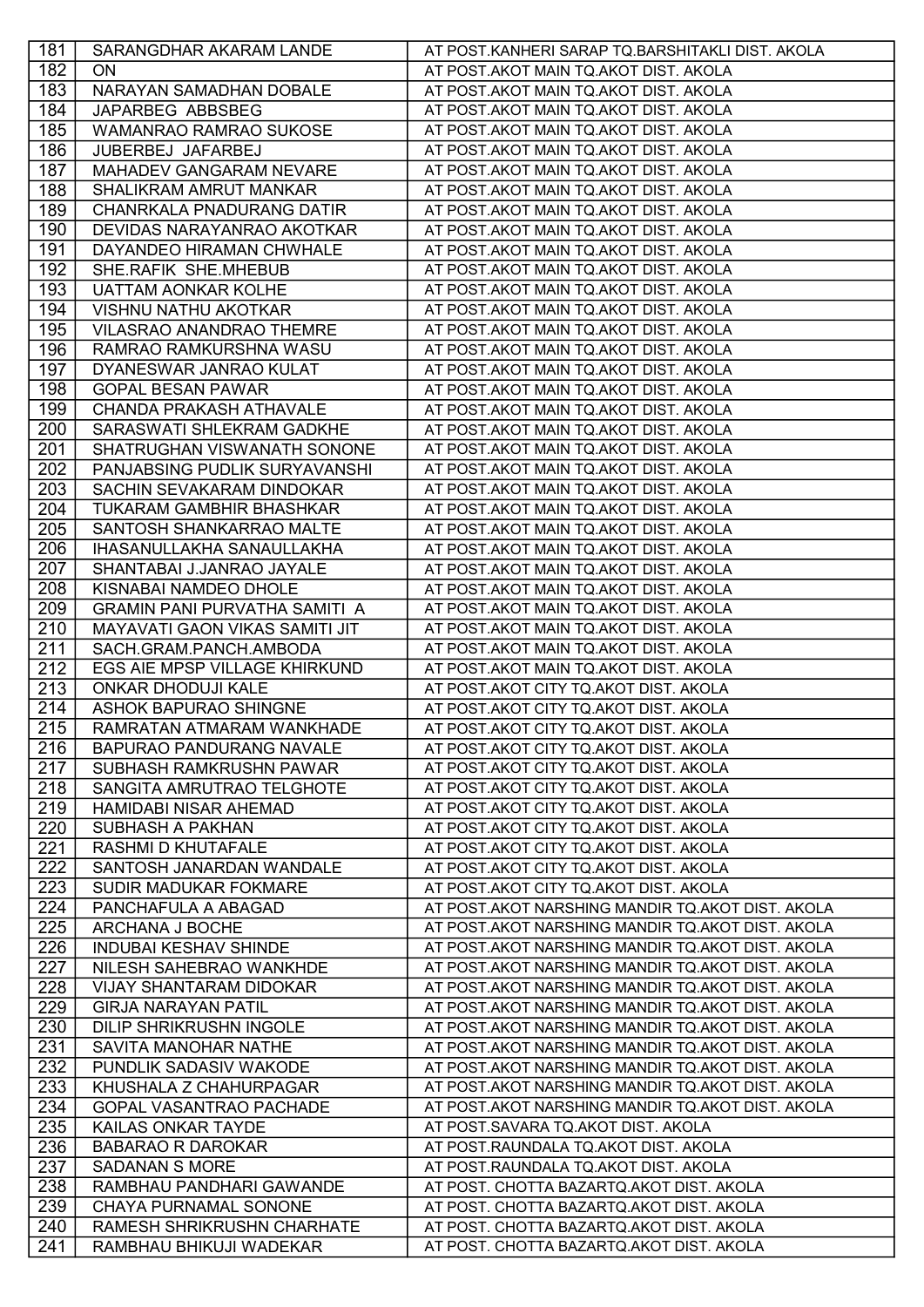| 181 | SARANGDHAR AKARAM LANDE | AT POST.KANHERI SARAP TQ.BARSHITAKLI DIST. AKOLA |
|---|---|---|
| 182 | ON | AT POST.AKOT MAIN TQ.AKOT DIST. AKOLA |
| 183 | NARAYAN SAMADHAN DOBALE | AT POST.AKOT MAIN TQ.AKOT DIST. AKOLA |
| 184 | JAPARBEG ABBSBEG | AT POST.AKOT MAIN TQ.AKOT DIST. AKOLA |
| 185 | WAMANRAO RAMRAO SUKOSE | AT POST.AKOT MAIN TQ.AKOT DIST. AKOLA |
| 186 | JUBERBEJ JAFARBEJ | AT POST.AKOT MAIN TQ.AKOT DIST. AKOLA |
| 187 | MAHADEV GANGARAM NEVARE | AT POST.AKOT MAIN TQ.AKOT DIST. AKOLA |
| 188 | SHALIKRAM AMRUT MANKAR | AT POST.AKOT MAIN TQ.AKOT DIST. AKOLA |
| 189 | CHANRKALA PNADURANG DATIR | AT POST.AKOT MAIN TQ.AKOT DIST. AKOLA |
| 190 | DEVIDAS NARAYANRAO AKOTKAR | AT POST.AKOT MAIN TQ.AKOT DIST. AKOLA |
| 191 | DAYANDEO HIRAMAN CHWHALE | AT POST.AKOT MAIN TQ.AKOT DIST. AKOLA |
| 192 | SHE.RAFIK SHE.MHEBUB | AT POST.AKOT MAIN TQ.AKOT DIST. AKOLA |
| 193 | UATTAM AONKAR KOLHE | AT POST.AKOT MAIN TQ.AKOT DIST. AKOLA |
| 194 | VISHNU NATHU AKOTKAR | AT POST.AKOT MAIN TQ.AKOT DIST. AKOLA |
| 195 | VILASRAO ANANDRAO THEMRE | AT POST.AKOT MAIN TQ.AKOT DIST. AKOLA |
| 196 | RAMRAO RAMKURSHNA WASU | AT POST.AKOT MAIN TQ.AKOT DIST. AKOLA |
| 197 | DYANESWAR JANRAO KULAT | AT POST.AKOT MAIN TQ.AKOT DIST. AKOLA |
| 198 | GOPAL BESAN PAWAR | AT POST.AKOT MAIN TQ.AKOT DIST. AKOLA |
| 199 | CHANDA PRAKASH ATHAVALE | AT POST.AKOT MAIN TQ.AKOT DIST. AKOLA |
| 200 | SARASWATI SHLEKRAM GADKHE | AT POST.AKOT MAIN TQ.AKOT DIST. AKOLA |
| 201 | SHATRUGHAN VISWANATH SONONE | AT POST.AKOT MAIN TQ.AKOT DIST. AKOLA |
| 202 | PANJABSING PUDLIK SURYAVANSHI | AT POST.AKOT MAIN TQ.AKOT DIST. AKOLA |
| 203 | SACHIN SEVAKARAM DINDOKAR | AT POST.AKOT MAIN TQ.AKOT DIST. AKOLA |
| 204 | TUKARAM GAMBHIR BHASHKAR | AT POST.AKOT MAIN TQ.AKOT DIST. AKOLA |
| 205 | SANTOSH SHANKARRAO MALTE | AT POST.AKOT MAIN TQ.AKOT DIST. AKOLA |
| 206 | IHASANULLAKHA SANAULLAKHA | AT POST.AKOT MAIN TQ.AKOT DIST. AKOLA |
| 207 | SHANTABAI J.JANRAO JAYALE | AT POST.AKOT MAIN TQ.AKOT DIST. AKOLA |
| 208 | KISNABAI NAMDEO DHOLE | AT POST.AKOT MAIN TQ.AKOT DIST. AKOLA |
| 209 | GRAMIN PANI PURVATHA SAMITI A | AT POST.AKOT MAIN TQ.AKOT DIST. AKOLA |
| 210 | MAYAVATI GAON VIKAS SAMITI JIT | AT POST.AKOT MAIN TQ.AKOT DIST. AKOLA |
| 211 | SACH.GRAM.PANCH.AMBODA | AT POST.AKOT MAIN TQ.AKOT DIST. AKOLA |
| 212 | EGS AIE MPSP VILLAGE KHIRKUND | AT POST.AKOT MAIN TQ.AKOT DIST. AKOLA |
| 213 | ONKAR DHODUJI KALE | AT POST.AKOT CITY TQ.AKOT DIST. AKOLA |
| 214 | ASHOK BAPURAO SHINGNE | AT POST.AKOT CITY TQ.AKOT DIST. AKOLA |
| 215 | RAMRATAN ATMARAM WANKHADE | AT POST.AKOT CITY TQ.AKOT DIST. AKOLA |
| 216 | BAPURAO PANDURANG NAVALE | AT POST.AKOT CITY TQ.AKOT DIST. AKOLA |
| 217 | SUBHASH RAMKRUSHN PAWAR | AT POST.AKOT CITY TQ.AKOT DIST. AKOLA |
| 218 | SANGITA AMRUTRAO TELGHOTE | AT POST.AKOT CITY TQ.AKOT DIST. AKOLA |
| 219 | HAMIDABI NISAR AHEMAD | AT POST.AKOT CITY TQ.AKOT DIST. AKOLA |
| 220 | SUBHASH A PAKHAN | AT POST.AKOT CITY TQ.AKOT DIST. AKOLA |
| 221 | RASHMI D KHUTAFALE | AT POST.AKOT CITY TQ.AKOT DIST. AKOLA |
| 222 | SANTOSH JANARDAN WANDALE | AT POST.AKOT CITY TQ.AKOT DIST. AKOLA |
| 223 | SUDIR MADUKAR FOKMARE | AT POST.AKOT CITY TQ.AKOT DIST. AKOLA |
| 224 | PANCHAFULA A ABAGAD | AT POST.AKOT NARSHING MANDIR TQ.AKOT DIST. AKOLA |
| 225 | ARCHANA J BOCHE | AT POST.AKOT NARSHING MANDIR TQ.AKOT DIST. AKOLA |
| 226 | INDUBAI KESHAV SHINDE | AT POST.AKOT NARSHING MANDIR TQ.AKOT DIST. AKOLA |
| 227 | NILESH SAHEBRAO WANKHDE | AT POST.AKOT NARSHING MANDIR TQ.AKOT DIST. AKOLA |
| 228 | VIJAY SHANTARAM DIDOKAR | AT POST.AKOT NARSHING MANDIR TQ.AKOT DIST. AKOLA |
| 229 | GIRJA NARAYAN PATIL | AT POST.AKOT NARSHING MANDIR TQ.AKOT DIST. AKOLA |
| 230 | DILIP SHRIKRUSHN INGOLE | AT POST.AKOT NARSHING MANDIR TQ.AKOT DIST. AKOLA |
| 231 | SAVITA MANOHAR NATHE | AT POST.AKOT NARSHING MANDIR TQ.AKOT DIST. AKOLA |
| 232 | PUNDLIK SADASIV WAKODE | AT POST.AKOT NARSHING MANDIR TQ.AKOT DIST. AKOLA |
| 233 | KHUSHALA Z CHAHURPAGAR | AT POST.AKOT NARSHING MANDIR TQ.AKOT DIST. AKOLA |
| 234 | GOPAL VASANTRAO PACHADE | AT POST.AKOT NARSHING MANDIR TQ.AKOT DIST. AKOLA |
| 235 | KAILAS ONKAR TAYDE | AT POST.SAVARA TQ.AKOT DIST. AKOLA |
| 236 | BABARAO R DAROKAR | AT POST.RAUNDALA TQ.AKOT DIST. AKOLA |
| 237 | SADANAN S MORE | AT POST.RAUNDALA TQ.AKOT DIST. AKOLA |
| 238 | RAMBHAU PANDHARI GAWANDE | AT POST. CHOTTA BAZARTQ.AKOT DIST. AKOLA |
| 239 | CHAYA PURNAMAL SONONE | AT POST. CHOTTA BAZARTQ.AKOT DIST. AKOLA |
| 240 | RAMESH SHRIKRUSHN CHARHATE | AT POST. CHOTTA BAZARTQ.AKOT DIST. AKOLA |
| 241 | RAMBHAU BHIKUJI WADEKAR | AT POST. CHOTTA BAZARTQ.AKOT DIST. AKOLA |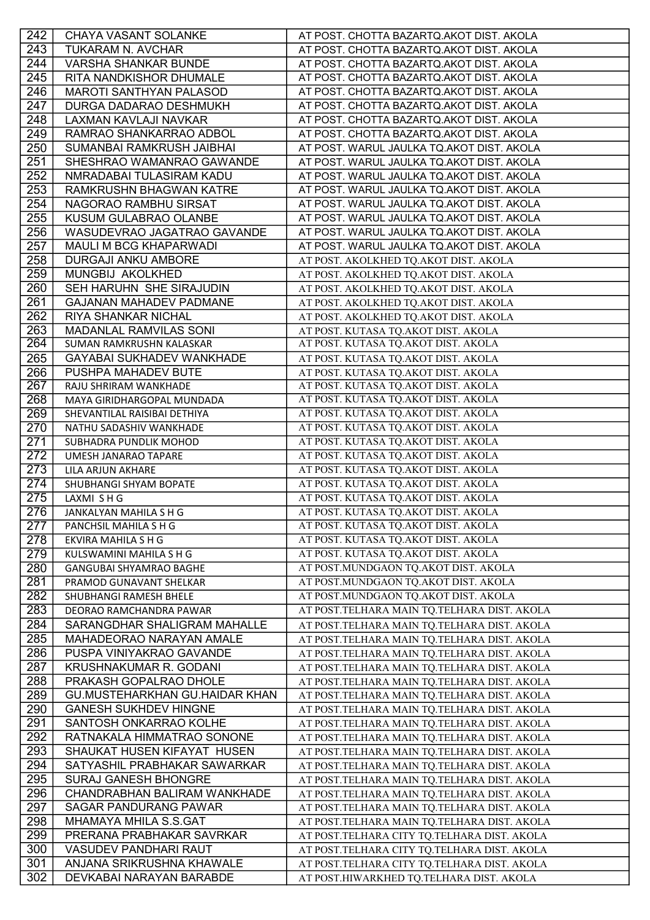| 242 | CHAYA VASANT SOLANKE | AT POST. CHOTTA BAZARTQ.AKOT DIST. AKOLA |
|---|---|---|
| 243 | TUKARAM N. AVCHAR | AT POST. CHOTTA BAZARTQ.AKOT DIST. AKOLA |
| 244 | VARSHA SHANKAR BUNDE | AT POST. CHOTTA BAZARTQ.AKOT DIST. AKOLA |
| 245 | RITA NANDKISHOR DHUMALE | AT POST. CHOTTA BAZARTQ.AKOT DIST. AKOLA |
| 246 | MAROTI SANTHYAN PALASOD | AT POST. CHOTTA BAZARTQ.AKOT DIST. AKOLA |
| 247 | DURGA DADARAO DESHMUKH | AT POST. CHOTTA BAZARTQ.AKOT DIST. AKOLA |
| 248 | LAXMAN KAVLAJI NAVKAR | AT POST. CHOTTA BAZARTQ.AKOT DIST. AKOLA |
| 249 | RAMRAO SHANKARRAO ADBOL | AT POST. CHOTTA BAZARTQ.AKOT DIST. AKOLA |
| 250 | SUMANBAI RAMKRUSH JAIBHAI | AT POST. WARUL JAULKA TQ.AKOT DIST. AKOLA |
| 251 | SHESHRAO WAMANRAO GAWANDE | AT POST. WARUL JAULKA TQ.AKOT DIST. AKOLA |
| 252 | NMRADABAI TULASIRAM KADU | AT POST. WARUL JAULKA TQ.AKOT DIST. AKOLA |
| 253 | RAMKRUSHN BHAGWAN KATRE | AT POST. WARUL JAULKA TQ.AKOT DIST. AKOLA |
| 254 | NAGORAO RAMBHU SIRSAT | AT POST. WARUL JAULKA TQ.AKOT DIST. AKOLA |
| 255 | KUSUM GULABRAO OLANBE | AT POST. WARUL JAULKA TQ.AKOT DIST. AKOLA |
| 256 | WASUDEVRAO JAGATRAO GAVANDE | AT POST. WARUL JAULKA TQ.AKOT DIST. AKOLA |
| 257 | MAULI M BCG KHAPARWADI | AT POST. WARUL JAULKA TQ.AKOT DIST. AKOLA |
| 258 | DURGAJI ANKU AMBORE | AT POST. AKOLKHED TQ.AKOT DIST. AKOLA |
| 259 | MUNGBIJ AKOLKHED | AT POST. AKOLKHED TQ.AKOT DIST. AKOLA |
| 260 | SEH HARUHN SHE SIRAJUDIN | AT POST. AKOLKHED TQ.AKOT DIST. AKOLA |
| 261 | GAJANAN MAHADEV PADMANE | AT POST. AKOLKHED TQ.AKOT DIST. AKOLA |
| 262 | RIYA SHANKAR NICHAL | AT POST. AKOLKHED TQ.AKOT DIST. AKOLA |
| 263 | MADANLAL RAMVILAS SONI | AT POST. KUTASA TQ.AKOT DIST. AKOLA |
| 264 | SUMAN RAMKRUSHN KALASKAR | AT POST. KUTASA TQ.AKOT DIST. AKOLA |
| 265 | GAYABAI SUKHADEV WANKHADE | AT POST. KUTASA TQ.AKOT DIST. AKOLA |
| 266 | PUSHPA MAHADEV BUTE | AT POST. KUTASA TQ.AKOT DIST. AKOLA |
| 267 | RAJU SHRIRAM WANKHADE | AT POST. KUTASA TQ.AKOT DIST. AKOLA |
| 268 | MAYA GIRIDHARGOPAL MUNDADA | AT POST. KUTASA TQ.AKOT DIST. AKOLA |
| 269 | SHEVANTILAL RAISIBAI DETHIYA | AT POST. KUTASA TQ.AKOT DIST. AKOLA |
| 270 | NATHU SADASHIV WANKHADE | AT POST. KUTASA TQ.AKOT DIST. AKOLA |
| 271 | SUBHADRA PUNDLIK MOHOD | AT POST. KUTASA TQ.AKOT DIST. AKOLA |
| 272 | UMESH JANARAO TAPARE | AT POST. KUTASA TQ.AKOT DIST. AKOLA |
| 273 | LILA ARJUN AKHARE | AT POST. KUTASA TQ.AKOT DIST. AKOLA |
| 274 | SHUBHANGI SHYAM BOPATE | AT POST. KUTASA TQ.AKOT DIST. AKOLA |
| 275 | LAXMI S H G | AT POST. KUTASA TQ.AKOT DIST. AKOLA |
| 276 | JANKALYAN MAHILA S H G | AT POST. KUTASA TQ.AKOT DIST. AKOLA |
| 277 | PANCHSIL MAHILA S H G | AT POST. KUTASA TQ.AKOT DIST. AKOLA |
| 278 | EKVIRA MAHILA S H G | AT POST. KUTASA TQ.AKOT DIST. AKOLA |
| 279 | KULSWAMINI MAHILA S H G | AT POST. KUTASA TQ.AKOT DIST. AKOLA |
| 280 | GANGUBAI SHYAMRAO BAGHE | AT POST.MUNDGAON TQ.AKOT DIST. AKOLA |
| 281 | PRAMOD GUNAVANT SHELKAR | AT POST.MUNDGAON TQ.AKOT DIST. AKOLA |
| 282 | SHUBHANGI RAMESH BHELE | AT POST.MUNDGAON TQ.AKOT DIST. AKOLA |
| 283 | DEORAO RAMCHANDRA PAWAR | AT POST.TELHARA MAIN TQ.TELHARA DIST. AKOLA |
| 284 | SARANGDHAR SHALIGRAM MAHALLE | AT POST.TELHARA MAIN TQ.TELHARA DIST. AKOLA |
| 285 | MAHADEORAO NARAYAN AMALE | AT POST.TELHARA MAIN TQ.TELHARA DIST. AKOLA |
| 286 | PUSPA VINIYAKRAO GAVANDE | AT POST.TELHARA MAIN TQ.TELHARA DIST. AKOLA |
| 287 | KRUSHNAKUMAR R. GODANI | AT POST.TELHARA MAIN TQ.TELHARA DIST. AKOLA |
| 288 | PRAKASH GOPALRAO DHOLE | AT POST.TELHARA MAIN TQ.TELHARA DIST. AKOLA |
| 289 | GU.MUSTEHARKHAN GU.HAIDAR KHAN | AT POST.TELHARA MAIN TQ.TELHARA DIST. AKOLA |
| 290 | GANESH SUKHDEV HINGNE | AT POST.TELHARA MAIN TQ.TELHARA DIST. AKOLA |
| 291 | SANTOSH ONKARRAO KOLHE | AT POST.TELHARA MAIN TQ.TELHARA DIST. AKOLA |
| 292 | RATNAKALA HIMMATRAO SONONE | AT POST.TELHARA MAIN TQ.TELHARA DIST. AKOLA |
| 293 | SHAUKAT HUSEN KIFAYAT HUSEN | AT POST.TELHARA MAIN TQ.TELHARA DIST. AKOLA |
| 294 | SATYASHIL PRABHAKAR SAWARKAR | AT POST.TELHARA MAIN TQ.TELHARA DIST. AKOLA |
| 295 | SURAJ GANESH BHONGRE | AT POST.TELHARA MAIN TQ.TELHARA DIST. AKOLA |
| 296 | CHANDRABHAN BALIRAM WANKHADE | AT POST.TELHARA MAIN TQ.TELHARA DIST. AKOLA |
| 297 | SAGAR PANDURANG PAWAR | AT POST.TELHARA MAIN TQ.TELHARA DIST. AKOLA |
| 298 | MHAMAYA MHILA S.S.GAT | AT POST.TELHARA MAIN TQ.TELHARA DIST. AKOLA |
| 299 | PRERANA PRABHAKAR SAVRKAR | AT POST.TELHARA CITY TQ.TELHARA DIST. AKOLA |
| 300 | VASUDEV PANDHARI RAUT | AT POST.TELHARA CITY TQ.TELHARA DIST. AKOLA |
| 301 | ANJANA SRIKRUSHNA KHAWALE | AT POST.TELHARA CITY TQ.TELHARA DIST. AKOLA |
| 302 | DEVKABAI NARAYAN BARABDE | AT POST.HIWARKHED TQ.TELHARA DIST. AKOLA |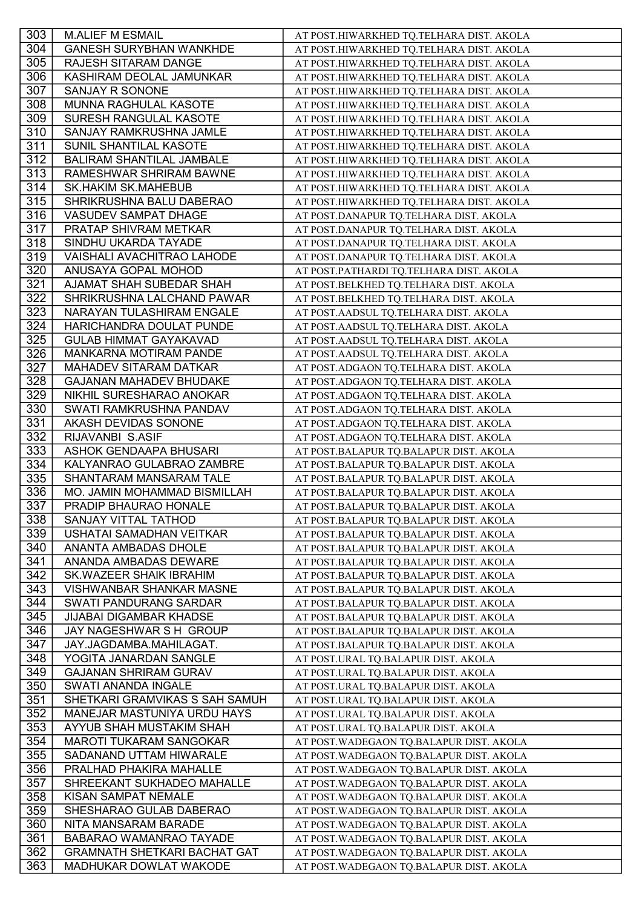| 303 | M.ALIEF M ESMAIL | AT POST.HIWARKHED TQ.TELHARA DIST. AKOLA |
|---|---|---|
| 304 | GANESH SURYBHAN WANKHDE | AT POST.HIWARKHED TQ.TELHARA DIST. AKOLA |
| 305 | RAJESH SITARAM DANGE | AT POST.HIWARKHED TQ.TELHARA DIST. AKOLA |
| 306 | KASHIRAM DEOLAL JAMUNKAR | AT POST.HIWARKHED TQ.TELHARA DIST. AKOLA |
| 307 | SANJAY R SONONE | AT POST.HIWARKHED TQ.TELHARA DIST. AKOLA |
| 308 | MUNNA RAGHULAL KASOTE | AT POST.HIWARKHED TQ.TELHARA DIST. AKOLA |
| 309 | SURESH RANGULAL KASOTE | AT POST.HIWARKHED TQ.TELHARA DIST. AKOLA |
| 310 | SANJAY RAMKRUSHNA JAMLE | AT POST.HIWARKHED TQ.TELHARA DIST. AKOLA |
| 311 | SUNIL SHANTILAL KASOTE | AT POST.HIWARKHED TQ.TELHARA DIST. AKOLA |
| 312 | BALIRAM SHANTILAL JAMBALE | AT POST.HIWARKHED TQ.TELHARA DIST. AKOLA |
| 313 | RAMESHWAR SHRIRAM BAWNE | AT POST.HIWARKHED TQ.TELHARA DIST. AKOLA |
| 314 | SK.HAKIM SK.MAHEBUB | AT POST.HIWARKHED TQ.TELHARA DIST. AKOLA |
| 315 | SHRIKRUSHNA BALU DABERAO | AT POST.HIWARKHED TQ.TELHARA DIST. AKOLA |
| 316 | VASUDEV SAMPAT DHAGE | AT POST.DANAPUR TQ.TELHARA DIST. AKOLA |
| 317 | PRATAP SHIVRAM METKAR | AT POST.DANAPUR TQ.TELHARA DIST. AKOLA |
| 318 | SINDHU UKARDA TAYADE | AT POST.DANAPUR TQ.TELHARA DIST. AKOLA |
| 319 | VAISHALI AVACHITRAO LAHODE | AT POST.DANAPUR TQ.TELHARA DIST. AKOLA |
| 320 | ANUSAYA GOPAL MOHOD | AT POST.PATHARDI TQ.TELHARA DIST. AKOLA |
| 321 | AJAMAT SHAH SUBEDAR SHAH | AT POST.BELKHED TQ.TELHARA DIST. AKOLA |
| 322 | SHRIKRUSHNA LALCHAND PAWAR | AT POST.BELKHED TQ.TELHARA DIST. AKOLA |
| 323 | NARAYAN TULASHIRAM ENGALE | AT POST.AADSUL TQ.TELHARA DIST. AKOLA |
| 324 | HARICHANDRA DOULAT PUNDE | AT POST.AADSUL TQ.TELHARA DIST. AKOLA |
| 325 | GULAB HIMMAT GAYAKAVAD | AT POST.AADSUL TQ.TELHARA DIST. AKOLA |
| 326 | MANKARNA MOTIRAM PANDE | AT POST.AADSUL TQ.TELHARA DIST. AKOLA |
| 327 | MAHADEV SITARAM DATKAR | AT POST.ADGAON TQ.TELHARA DIST. AKOLA |
| 328 | GAJANAN MAHADEV BHUDAKE | AT POST.ADGAON TQ.TELHARA DIST. AKOLA |
| 329 | NIKHIL SURESHARAO ANOKAR | AT POST.ADGAON TQ.TELHARA DIST. AKOLA |
| 330 | SWATI RAMKRUSHNA PANDAV | AT POST.ADGAON TQ.TELHARA DIST. AKOLA |
| 331 | AKASH DEVIDAS SONONE | AT POST.ADGAON TQ.TELHARA DIST. AKOLA |
| 332 | RIJAVANBI S.ASIF | AT POST.ADGAON TQ.TELHARA DIST. AKOLA |
| 333 | ASHOK GENDAAPA BHUSARI | AT POST.BALAPUR TQ.BALAPUR DIST. AKOLA |
| 334 | KALYANRAO GULABRAO ZAMBRE | AT POST.BALAPUR TQ.BALAPUR DIST. AKOLA |
| 335 | SHANTARAM MANSARAM TALE | AT POST.BALAPUR TQ.BALAPUR DIST. AKOLA |
| 336 | MO. JAMIN MOHAMMAD BISMILLAH | AT POST.BALAPUR TQ.BALAPUR DIST. AKOLA |
| 337 | PRADIP BHAURAO HONALE | AT POST.BALAPUR TQ.BALAPUR DIST. AKOLA |
| 338 | SANJAY VITTAL TATHOD | AT POST.BALAPUR TQ.BALAPUR DIST. AKOLA |
| 339 | USHATAI SAMADHAN VEITKAR | AT POST.BALAPUR TQ.BALAPUR DIST. AKOLA |
| 340 | ANANTA AMBADAS DHOLE | AT POST.BALAPUR TQ.BALAPUR DIST. AKOLA |
| 341 | ANANDA AMBADAS DEWARE | AT POST.BALAPUR TQ.BALAPUR DIST. AKOLA |
| 342 | SK.WAZEER SHAIK IBRAHIM | AT POST.BALAPUR TQ.BALAPUR DIST. AKOLA |
| 343 | VISHWANBAR SHANKAR MASNE | AT POST.BALAPUR TQ.BALAPUR DIST. AKOLA |
| 344 | SWATI PANDURANG SARDAR | AT POST.BALAPUR TQ.BALAPUR DIST. AKOLA |
| 345 | JIJABAI DIGAMBAR KHADSE | AT POST.BALAPUR TQ.BALAPUR DIST. AKOLA |
| 346 | JAY NAGESHWAR S H GROUP | AT POST.BALAPUR TQ.BALAPUR DIST. AKOLA |
| 347 | JAY.JAGDAMBA.MAHILAGAT. | AT POST.BALAPUR TQ.BALAPUR DIST. AKOLA |
| 348 | YOGITA JANARDAN SANGLE | AT POST.URAL TQ.BALAPUR DIST. AKOLA |
| 349 | GAJANAN SHRIRAM GURAV | AT POST.URAL TQ.BALAPUR DIST. AKOLA |
| 350 | SWATI ANANDA INGALE | AT POST.URAL TQ.BALAPUR DIST. AKOLA |
| 351 | SHETKARI GRAMVIKAS S SAH SAMUH | AT POST.URAL TQ.BALAPUR DIST. AKOLA |
| 352 | MANEJAR MASTUNIYA URDU HAYS | AT POST.URAL TQ.BALAPUR DIST. AKOLA |
| 353 | AYYUB SHAH MUSTAKIM SHAH | AT POST.URAL TQ.BALAPUR DIST. AKOLA |
| 354 | MAROTI TUKARAM SANGOKAR | AT POST.WADEGAON TQ.BALAPUR DIST. AKOLA |
| 355 | SADANAND UTTAM HIWARALE | AT POST.WADEGAON TQ.BALAPUR DIST. AKOLA |
| 356 | PRALHAD PHAKIRA MAHALLE | AT POST.WADEGAON TQ.BALAPUR DIST. AKOLA |
| 357 | SHREEKANT SUKHADEO MAHALLE | AT POST.WADEGAON TQ.BALAPUR DIST. AKOLA |
| 358 | KISAN SAMPAT NEMALE | AT POST.WADEGAON TQ.BALAPUR DIST. AKOLA |
| 359 | SHESHARAO GULAB DABERAO | AT POST.WADEGAON TQ.BALAPUR DIST. AKOLA |
| 360 | NITA MANSARAM BARADE | AT POST.WADEGAON TQ.BALAPUR DIST. AKOLA |
| 361 | BABARAO WAMANRAO TAYADE | AT POST.WADEGAON TQ.BALAPUR DIST. AKOLA |
| 362 | GRAMNATH SHETKARI BACHAT GAT | AT POST.WADEGAON TQ.BALAPUR DIST. AKOLA |
| 363 | MADHUKAR DOWLAT WAKODE | AT POST.WADEGAON TQ.BALAPUR DIST. AKOLA |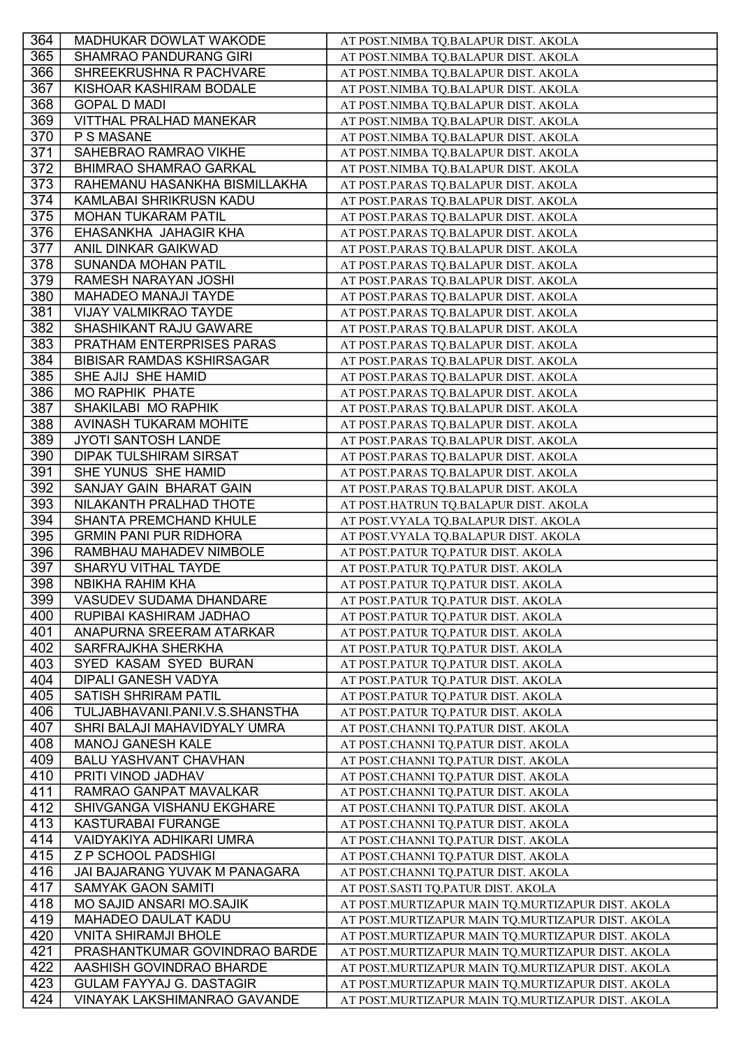| 364 | MADHUKAR DOWLAT WAKODE | AT POST.NIMBA TQ.BALAPUR DIST. AKOLA |
|---|---|---|
| 365 | SHAMRAO PANDURANG GIRI | AT POST.NIMBA TQ.BALAPUR DIST. AKOLA |
| 366 | SHREEKRUSHNA R PACHVARE | AT POST.NIMBA TQ.BALAPUR DIST. AKOLA |
| 367 | KISHOAR KASHIRAM BODALE | AT POST.NIMBA TQ.BALAPUR DIST. AKOLA |
| 368 | GOPAL D MADI | AT POST.NIMBA TQ.BALAPUR DIST. AKOLA |
| 369 | VITTHAL PRALHAD MANEKAR | AT POST.NIMBA TQ.BALAPUR DIST. AKOLA |
| 370 | P S MASANE | AT POST.NIMBA TQ.BALAPUR DIST. AKOLA |
| 371 | SAHEBRAO RAMRAO VIKHE | AT POST.NIMBA TQ.BALAPUR DIST. AKOLA |
| 372 | BHIMRAO SHAMRAO GARKAL | AT POST.NIMBA TQ.BALAPUR DIST. AKOLA |
| 373 | RAHEMANU HASANKHA BISMILLAKHA | AT POST.PARAS TQ.BALAPUR DIST. AKOLA |
| 374 | KAMLABAI SHRIKRUSN KADU | AT POST.PARAS TQ.BALAPUR DIST. AKOLA |
| 375 | MOHAN TUKARAM PATIL | AT POST.PARAS TQ.BALAPUR DIST. AKOLA |
| 376 | EHASANKHA JAHAGIR KHA | AT POST.PARAS TQ.BALAPUR DIST. AKOLA |
| 377 | ANIL DINKAR GAIKWAD | AT POST.PARAS TQ.BALAPUR DIST. AKOLA |
| 378 | SUNANDA MOHAN PATIL | AT POST.PARAS TQ.BALAPUR DIST. AKOLA |
| 379 | RAMESH NARAYAN JOSHI | AT POST.PARAS TQ.BALAPUR DIST. AKOLA |
| 380 | MAHADEO MANAJI TAYDE | AT POST.PARAS TQ.BALAPUR DIST. AKOLA |
| 381 | VIJAY VALMIKRAO TAYDE | AT POST.PARAS TQ.BALAPUR DIST. AKOLA |
| 382 | SHASHIKANT RAJU GAWARE | AT POST.PARAS TQ.BALAPUR DIST. AKOLA |
| 383 | PRATHAM ENTERPRISES PARAS | AT POST.PARAS TQ.BALAPUR DIST. AKOLA |
| 384 | BIBISAR RAMDAS KSHIRSAGAR | AT POST.PARAS TQ.BALAPUR DIST. AKOLA |
| 385 | SHE AJIJ SHE HAMID | AT POST.PARAS TQ.BALAPUR DIST. AKOLA |
| 386 | MO RAPHIK PHATE | AT POST.PARAS TQ.BALAPUR DIST. AKOLA |
| 387 | SHAKILABI MO RAPHIK | AT POST.PARAS TQ.BALAPUR DIST. AKOLA |
| 388 | AVINASH TUKARAM MOHITE | AT POST.PARAS TQ.BALAPUR DIST. AKOLA |
| 389 | JYOTI SANTOSH LANDE | AT POST.PARAS TQ.BALAPUR DIST. AKOLA |
| 390 | DIPAK TULSHIRAM SIRSAT | AT POST.PARAS TQ.BALAPUR DIST. AKOLA |
| 391 | SHE YUNUS SHE HAMID | AT POST.PARAS TQ.BALAPUR DIST. AKOLA |
| 392 | SANJAY GAIN BHARAT GAIN | AT POST.PARAS TQ.BALAPUR DIST. AKOLA |
| 393 | NILAKANTH PRALHAD THOTE | AT POST.HATRUN TQ.BALAPUR DIST. AKOLA |
| 394 | SHANTA PREMCHAND KHULE | AT POST.VYALA TQ.BALAPUR DIST. AKOLA |
| 395 | GRMIN PANI PUR RIDHORA | AT POST.VYALA TQ.BALAPUR DIST. AKOLA |
| 396 | RAMBHAU MAHADEV NIMBOLE | AT POST.PATUR TQ.PATUR DIST. AKOLA |
| 397 | SHARYU VITHAL TAYDE | AT POST.PATUR TQ.PATUR DIST. AKOLA |
| 398 | NBIKHA RAHIM KHA | AT POST.PATUR TQ.PATUR DIST. AKOLA |
| 399 | VASUDEV SUDAMA DHANDARE | AT POST.PATUR TQ.PATUR DIST. AKOLA |
| 400 | RUPIBAI KASHIRAM JADHAO | AT POST.PATUR TQ.PATUR DIST. AKOLA |
| 401 | ANAPURNA SREERAM ATARKAR | AT POST.PATUR TQ.PATUR DIST. AKOLA |
| 402 | SARFRAJKHA SHERKHA | AT POST.PATUR TQ.PATUR DIST. AKOLA |
| 403 | SYED KASAM SYED BURAN | AT POST.PATUR TQ.PATUR DIST. AKOLA |
| 404 | DIPALI GANESH VADYA | AT POST.PATUR TQ.PATUR DIST. AKOLA |
| 405 | SATISH SHRIRAM PATIL | AT POST.PATUR TQ.PATUR DIST. AKOLA |
| 406 | TULJABHAVANI.PANI.V.S.SHANSTHA | AT POST.PATUR TQ.PATUR DIST. AKOLA |
| 407 | SHRI BALAJI MAHAVIDYALY UMRA | AT POST.CHANNI TQ.PATUR DIST. AKOLA |
| 408 | MANOJ GANESH KALE | AT POST.CHANNI TQ.PATUR DIST. AKOLA |
| 409 | BALU YASHVANT CHAVHAN | AT POST.CHANNI TQ.PATUR DIST. AKOLA |
| 410 | PRITI VINOD JADHAV | AT POST.CHANNI TQ.PATUR DIST. AKOLA |
| 411 | RAMRAO GANPAT MAVALKAR | AT POST.CHANNI TQ.PATUR DIST. AKOLA |
| 412 | SHIVGANGA VISHANU EKGHARE | AT POST.CHANNI TQ.PATUR DIST. AKOLA |
| 413 | KASTURABAI FURANGE | AT POST.CHANNI TQ.PATUR DIST. AKOLA |
| 414 | VAIDYAKIYA ADHIKARI UMRA | AT POST.CHANNI TQ.PATUR DIST. AKOLA |
| 415 | Z P SCHOOL PADSHIGI | AT POST.CHANNI TQ.PATUR DIST. AKOLA |
| 416 | JAI BAJARANG YUVAK M PANAGARA | AT POST.CHANNI TQ.PATUR DIST. AKOLA |
| 417 | SAMYAK GAON SAMITI | AT POST.SASTI TQ.PATUR DIST. AKOLA |
| 418 | MO SAJID ANSARI MO.SAJIK | AT POST.MURTIZAPUR MAIN TQ.MURTIZAPUR DIST. AKOLA |
| 419 | MAHADEO DAULAT KADU | AT POST.MURTIZAPUR MAIN TQ.MURTIZAPUR DIST. AKOLA |
| 420 | VNITA SHIRAMJI BHOLE | AT POST.MURTIZAPUR MAIN TQ.MURTIZAPUR DIST. AKOLA |
| 421 | PRASHANTKUMAR GOVINDRAO BARDE | AT POST.MURTIZAPUR MAIN TQ.MURTIZAPUR DIST. AKOLA |
| 422 | AASHISH GOVINDRAO BHARDE | AT POST.MURTIZAPUR MAIN TQ.MURTIZAPUR DIST. AKOLA |
| 423 | GULAM FAYYAJ G. DASTAGIR | AT POST.MURTIZAPUR MAIN TQ.MURTIZAPUR DIST. AKOLA |
| 424 | VINAYAK LAKSHIMANRAO GAVANDE | AT POST.MURTIZAPUR MAIN TQ.MURTIZAPUR DIST. AKOLA |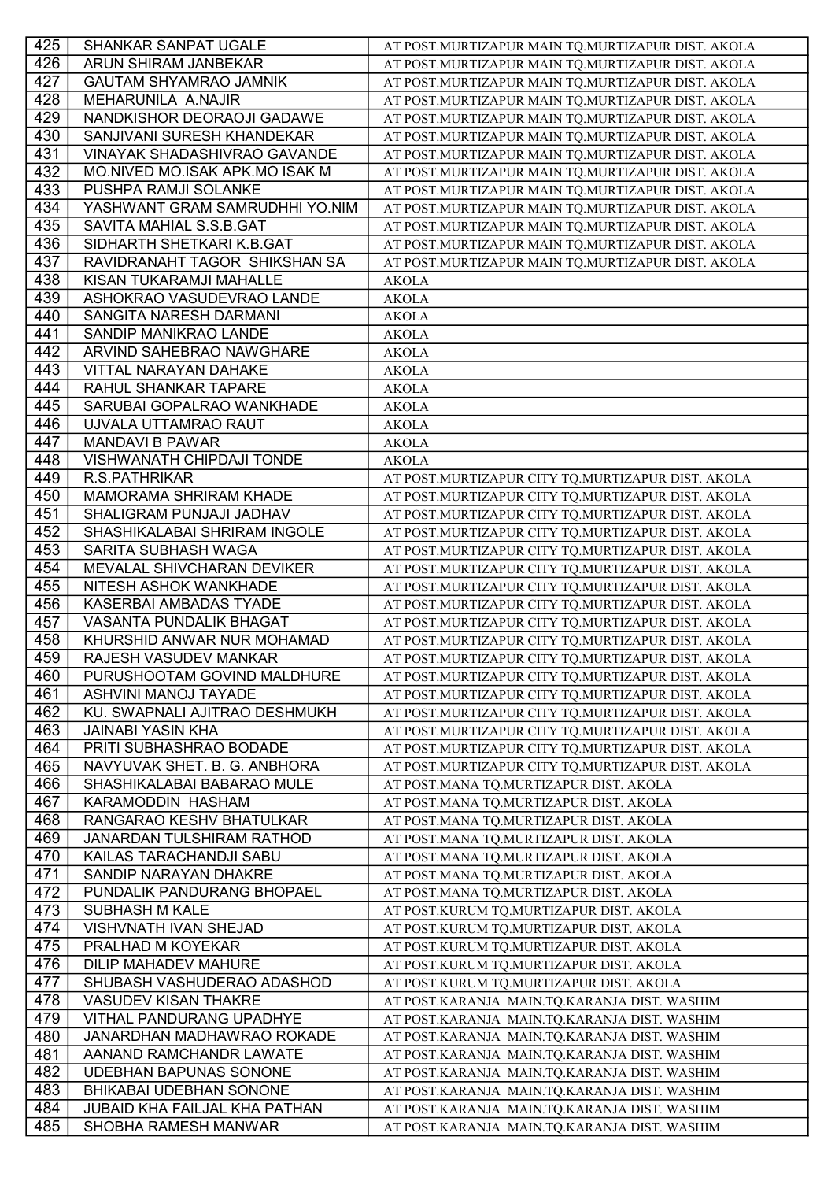| 425 | SHANKAR SANPAT UGALE | AT POST.MURTIZAPUR MAIN TQ.MURTIZAPUR DIST. AKOLA |
|---|---|---|
| 426 | ARUN SHIRAM JANBEKAR | AT POST.MURTIZAPUR MAIN TQ.MURTIZAPUR DIST. AKOLA |
| 427 | GAUTAM SHYAMRAO JAMNIK | AT POST.MURTIZAPUR MAIN TQ.MURTIZAPUR DIST. AKOLA |
| 428 | MEHARUNILA A.NAJIR | AT POST.MURTIZAPUR MAIN TQ.MURTIZAPUR DIST. AKOLA |
| 429 | NANDKISHOR DEORAOJI GADAWE | AT POST.MURTIZAPUR MAIN TQ.MURTIZAPUR DIST. AKOLA |
| 430 | SANJIVANI SURESH KHANDEKAR | AT POST.MURTIZAPUR MAIN TQ.MURTIZAPUR DIST. AKOLA |
| 431 | VINAYAK SHADASHIVRAO GAVANDE | AT POST.MURTIZAPUR MAIN TQ.MURTIZAPUR DIST. AKOLA |
| 432 | MO.NIVED MO.ISAK APK.MO ISAK M | AT POST.MURTIZAPUR MAIN TQ.MURTIZAPUR DIST. AKOLA |
| 433 | PUSHPA RAMJI SOLANKE | AT POST.MURTIZAPUR MAIN TQ.MURTIZAPUR DIST. AKOLA |
| 434 | YASHWANT GRAM SAMRUDHHI YO.NIM | AT POST.MURTIZAPUR MAIN TQ.MURTIZAPUR DIST. AKOLA |
| 435 | SAVITA MAHIAL S.S.B.GAT | AT POST.MURTIZAPUR MAIN TQ.MURTIZAPUR DIST. AKOLA |
| 436 | SIDHARTH SHETKARI K.B.GAT | AT POST.MURTIZAPUR MAIN TQ.MURTIZAPUR DIST. AKOLA |
| 437 | RAVIDRANAHT TAGOR SHIKSHAN SA | AT POST.MURTIZAPUR MAIN TQ.MURTIZAPUR DIST. AKOLA |
| 438 | KISAN TUKARAMJI MAHALLE | AKOLA |
| 439 | ASHOKRAO VASUDEVRAO LANDE | AKOLA |
| 440 | SANGITA NARESH DARMANI | AKOLA |
| 441 | SANDIP MANIKRAO LANDE | AKOLA |
| 442 | ARVIND SAHEBRAO NAWGHARE | AKOLA |
| 443 | VITTAL NARAYAN DAHAKE | AKOLA |
| 444 | RAHUL SHANKAR TAPARE | AKOLA |
| 445 | SARUBAI GOPALRAO WANKHADE | AKOLA |
| 446 | UJVALA UTTAMRAO RAUT | AKOLA |
| 447 | MANDAVI B PAWAR | AKOLA |
| 448 | VISHWANATH CHIPDAJI TONDE | AKOLA |
| 449 | R.S.PATHRIKAR | AT POST.MURTIZAPUR CITY TQ.MURTIZAPUR DIST. AKOLA |
| 450 | MAMORAMA SHRIRAM KHADE | AT POST.MURTIZAPUR CITY TQ.MURTIZAPUR DIST. AKOLA |
| 451 | SHALIGRAM PUNJAJI JADHAV | AT POST.MURTIZAPUR CITY TQ.MURTIZAPUR DIST. AKOLA |
| 452 | SHASHIKALABAI SHRIRAM INGOLE | AT POST.MURTIZAPUR CITY TQ.MURTIZAPUR DIST. AKOLA |
| 453 | SARITA SUBHASH WAGA | AT POST.MURTIZAPUR CITY TQ.MURTIZAPUR DIST. AKOLA |
| 454 | MEVALAL SHIVCHARAN DEVIKER | AT POST.MURTIZAPUR CITY TQ.MURTIZAPUR DIST. AKOLA |
| 455 | NITESH ASHOK WANKHADE | AT POST.MURTIZAPUR CITY TQ.MURTIZAPUR DIST. AKOLA |
| 456 | KASERBAI AMBADAS TYADE | AT POST.MURTIZAPUR CITY TQ.MURTIZAPUR DIST. AKOLA |
| 457 | VASANTA PUNDALIK BHAGAT | AT POST.MURTIZAPUR CITY TQ.MURTIZAPUR DIST. AKOLA |
| 458 | KHURSHID ANWAR NUR MOHAMAD | AT POST.MURTIZAPUR CITY TQ.MURTIZAPUR DIST. AKOLA |
| 459 | RAJESH VASUDEV MANKAR | AT POST.MURTIZAPUR CITY TQ.MURTIZAPUR DIST. AKOLA |
| 460 | PURUSHOOTAM GOVIND MALDHURE | AT POST.MURTIZAPUR CITY TQ.MURTIZAPUR DIST. AKOLA |
| 461 | ASHVINI MANOJ TAYADE | AT POST.MURTIZAPUR CITY TQ.MURTIZAPUR DIST. AKOLA |
| 462 | KU. SWAPNALI AJITRAO DESHMUKH | AT POST.MURTIZAPUR CITY TQ.MURTIZAPUR DIST. AKOLA |
| 463 | JAINABI YASIN KHA | AT POST.MURTIZAPUR CITY TQ.MURTIZAPUR DIST. AKOLA |
| 464 | PRITI SUBHASHRAO BODADE | AT POST.MURTIZAPUR CITY TQ.MURTIZAPUR DIST. AKOLA |
| 465 | NAVYUVAK SHET. B. G. ANBHORA | AT POST.MURTIZAPUR CITY TQ.MURTIZAPUR DIST. AKOLA |
| 466 | SHASHIKALABAI BABARAO MULE | AT POST.MANA TQ.MURTIZAPUR DIST. AKOLA |
| 467 | KARAMODDIN HASHAM | AT POST.MANA TQ.MURTIZAPUR DIST. AKOLA |
| 468 | RANGARAO KESHV BHATULKAR | AT POST.MANA TQ.MURTIZAPUR DIST. AKOLA |
| 469 | JANARDAN TULSHIRAM RATHOD | AT POST.MANA TQ.MURTIZAPUR DIST. AKOLA |
| 470 | KAILAS TARACHANDJI SABU | AT POST.MANA TQ.MURTIZAPUR DIST. AKOLA |
| 471 | SANDIP NARAYAN DHAKRE | AT POST.MANA TQ.MURTIZAPUR DIST. AKOLA |
| 472 | PUNDALIK PANDURANG BHOPAEL | AT POST.MANA TQ.MURTIZAPUR DIST. AKOLA |
| 473 | SUBHASH M KALE | AT POST.KURUM TQ.MURTIZAPUR DIST. AKOLA |
| 474 | VISHVNATH IVAN SHEJAD | AT POST.KURUM TQ.MURTIZAPUR DIST. AKOLA |
| 475 | PRALHAD M KOYEKAR | AT POST.KURUM TQ.MURTIZAPUR DIST. AKOLA |
| 476 | DILIP MAHADEV MAHURE | AT POST.KURUM TQ.MURTIZAPUR DIST. AKOLA |
| 477 | SHUBASH VASHUDERAO ADASHOD | AT POST.KURUM TQ.MURTIZAPUR DIST. AKOLA |
| 478 | VASUDEV KISAN THAKRE | AT POST.KARANJA MAIN.TQ.KARANJA DIST. WASHIM |
| 479 | VITHAL PANDURANG UPADHYE | AT POST.KARANJA MAIN.TQ.KARANJA DIST. WASHIM |
| 480 | JANARDHAN MADHAWRAO ROKADE | AT POST.KARANJA MAIN.TQ.KARANJA DIST. WASHIM |
| 481 | AANAND RAMCHANDR LAWATE | AT POST.KARANJA MAIN.TQ.KARANJA DIST. WASHIM |
| 482 | UDEBHAN BAPUNAS SONONE | AT POST.KARANJA MAIN.TQ.KARANJA DIST. WASHIM |
| 483 | BHIKABAI UDEBHAN SONONE | AT POST.KARANJA MAIN.TQ.KARANJA DIST. WASHIM |
| 484 | JUBAID KHA FAILJAL KHA PATHAN | AT POST.KARANJA MAIN.TQ.KARANJA DIST. WASHIM |
| 485 | SHOBHA RAMESH MANWAR | AT POST.KARANJA MAIN.TQ.KARANJA DIST. WASHIM |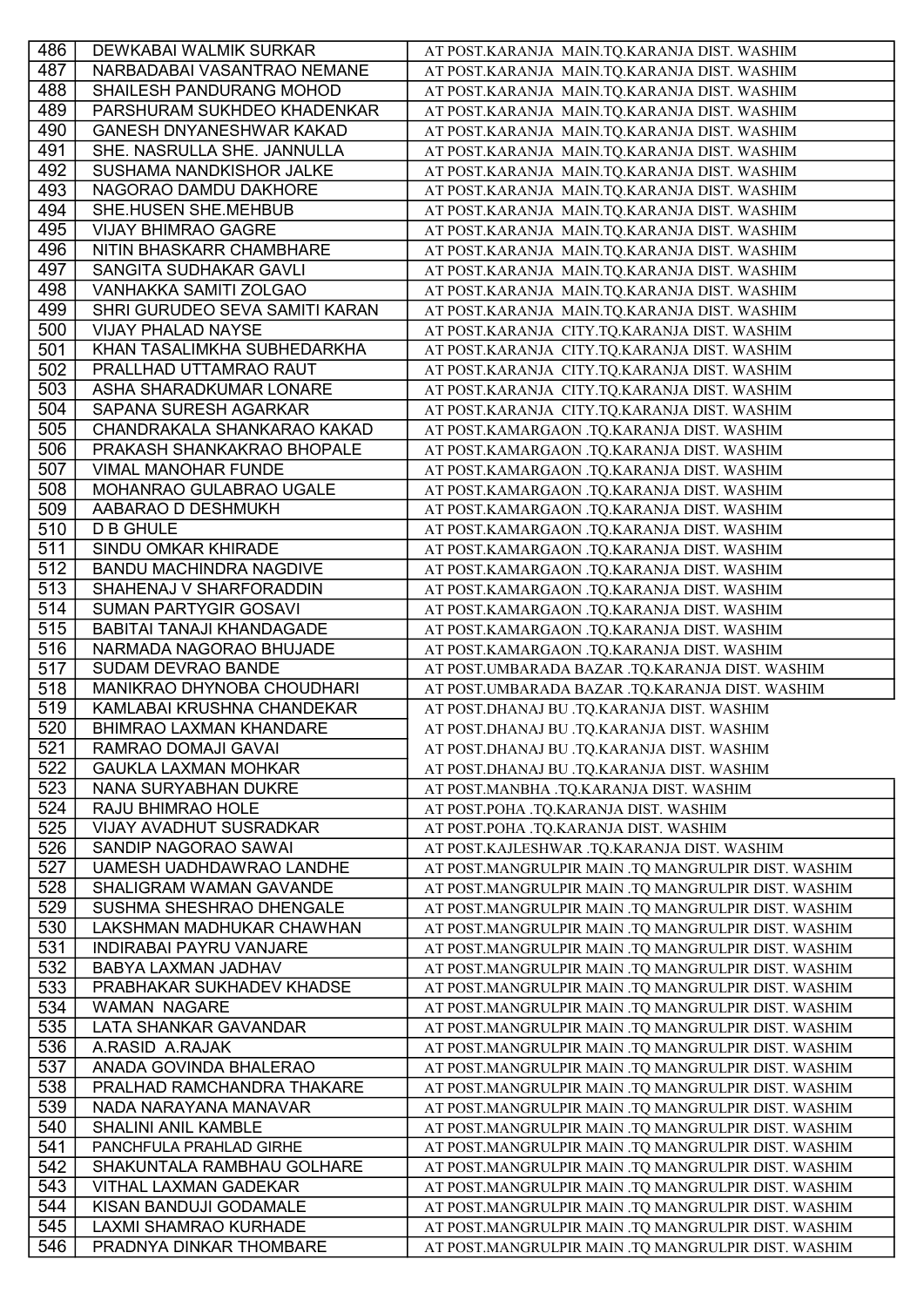| 486 | DEWKABAI WALMIK SURKAR | AT POST.KARANJA MAIN.TQ.KARANJA DIST. WASHIM |
|---|---|---|
| 487 | NARBADABAI VASANTRAO NEMANE | AT POST.KARANJA MAIN.TQ.KARANJA DIST. WASHIM |
| 488 | SHAILESH PANDURANG MOHOD | AT POST.KARANJA MAIN.TQ.KARANJA DIST. WASHIM |
| 489 | PARSHURAM SUKHDEO KHADENKAR | AT POST.KARANJA MAIN.TQ.KARANJA DIST. WASHIM |
| 490 | GANESH DNYANESHWAR KAKAD | AT POST.KARANJA MAIN.TQ.KARANJA DIST. WASHIM |
| 491 | SHE. NASRULLA SHE. JANNULLA | AT POST.KARANJA MAIN.TQ.KARANJA DIST. WASHIM |
| 492 | SUSHAMA NANDKISHOR JALKE | AT POST.KARANJA MAIN.TQ.KARANJA DIST. WASHIM |
| 493 | NAGORAO DAMDU DAKHORE | AT POST.KARANJA MAIN.TQ.KARANJA DIST. WASHIM |
| 494 | SHE.HUSEN SHE.MEHBUB | AT POST.KARANJA MAIN.TQ.KARANJA DIST. WASHIM |
| 495 | VIJAY BHIMRAO GAGRE | AT POST.KARANJA MAIN.TQ.KARANJA DIST. WASHIM |
| 496 | NITIN BHASKARR CHAMBHARE | AT POST.KARANJA MAIN.TQ.KARANJA DIST. WASHIM |
| 497 | SANGITA SUDHAKAR GAVLI | AT POST.KARANJA MAIN.TQ.KARANJA DIST. WASHIM |
| 498 | VANHAKKA SAMITI ZOLGAO | AT POST.KARANJA MAIN.TQ.KARANJA DIST. WASHIM |
| 499 | SHRI GURUDEO SEVA SAMITI KARAN | AT POST.KARANJA MAIN.TQ.KARANJA DIST. WASHIM |
| 500 | VIJAY PHALAD NAYSE | AT POST.KARANJA CITY.TQ.KARANJA DIST. WASHIM |
| 501 | KHAN TASALIMKHA SUBHEDARKHA | AT POST.KARANJA CITY.TQ.KARANJA DIST. WASHIM |
| 502 | PRALLHAD UTTAMRAO RAUT | AT POST.KARANJA CITY.TQ.KARANJA DIST. WASHIM |
| 503 | ASHA SHARADKUMAR LONARE | AT POST.KARANJA CITY.TQ.KARANJA DIST. WASHIM |
| 504 | SAPANA SURESH AGARKAR | AT POST.KARANJA CITY.TQ.KARANJA DIST. WASHIM |
| 505 | CHANDRAKALA SHANKARAO KAKAD | AT POST.KAMARGAON .TQ.KARANJA DIST. WASHIM |
| 506 | PRAKASH SHANKAKRAO BHOPALE | AT POST.KAMARGAON .TQ.KARANJA DIST. WASHIM |
| 507 | VIMAL MANOHAR FUNDE | AT POST.KAMARGAON .TQ.KARANJA DIST. WASHIM |
| 508 | MOHANRAO GULABRAO UGALE | AT POST.KAMARGAON .TQ.KARANJA DIST. WASHIM |
| 509 | AABARAO D DESHMUKH | AT POST.KAMARGAON .TQ.KARANJA DIST. WASHIM |
| 510 | D B GHULE | AT POST.KAMARGAON .TQ.KARANJA DIST. WASHIM |
| 511 | SINDU OMKAR KHIRADE | AT POST.KAMARGAON .TQ.KARANJA DIST. WASHIM |
| 512 | BANDU MACHINDRA NAGDIVE | AT POST.KAMARGAON .TQ.KARANJA DIST. WASHIM |
| 513 | SHAHENAJ V SHARFORADDIN | AT POST.KAMARGAON .TQ.KARANJA DIST. WASHIM |
| 514 | SUMAN PARTYGIR GOSAVI | AT POST.KAMARGAON .TQ.KARANJA DIST. WASHIM |
| 515 | BABITAI TANAJI KHANDAGADE | AT POST.KAMARGAON .TQ.KARANJA DIST. WASHIM |
| 516 | NARMADA NAGORAO BHUJADE | AT POST.KAMARGAON .TQ.KARANJA DIST. WASHIM |
| 517 | SUDAM DEVRAO BANDE | AT POST.UMBARADA BAZAR .TQ.KARANJA DIST. WASHIM |
| 518 | MANIKRAO DHYNOBA CHOUDHARI | AT POST.UMBARADA BAZAR .TQ.KARANJA DIST. WASHIM |
| 519 | KAMLABAI KRUSHNA CHANDEKAR | AT POST.DHANAJ BU .TQ.KARANJA DIST. WASHIM |
| 520 | BHIMRAO LAXMAN KHANDARE | AT POST.DHANAJ BU .TQ.KARANJA DIST. WASHIM |
| 521 | RAMRAO DOMAJI GAVAI | AT POST.DHANAJ BU .TQ.KARANJA DIST. WASHIM |
| 522 | GAUKLA LAXMAN MOHKAR | AT POST.DHANAJ BU .TQ.KARANJA DIST. WASHIM |
| 523 | NANA SURYABHAN DUKRE | AT POST.MANBHA .TQ.KARANJA DIST. WASHIM |
| 524 | RAJU BHIMRAO HOLE | AT POST.POHA .TQ.KARANJA DIST. WASHIM |
| 525 | VIJAY AVADHUT SUSRADKAR | AT POST.POHA .TQ.KARANJA DIST. WASHIM |
| 526 | SANDIP NAGORAO SAWAI | AT POST.KAJLESHWAR .TQ.KARANJA DIST. WASHIM |
| 527 | UAMESH UADHDAWRAO LANDHE | AT POST.MANGRULPIR MAIN .TQ MANGRULPIR DIST. WASHIM |
| 528 | SHALIGRAM WAMAN GAVANDE | AT POST.MANGRULPIR MAIN .TQ MANGRULPIR DIST. WASHIM |
| 529 | SUSHMA SHESHRAO DHENGALE | AT POST.MANGRULPIR MAIN .TQ MANGRULPIR DIST. WASHIM |
| 530 | LAKSHMAN MADHUKAR CHAWHAN | AT POST.MANGRULPIR MAIN .TQ MANGRULPIR DIST. WASHIM |
| 531 | INDIRABAI PAYRU VANJARE | AT POST.MANGRULPIR MAIN .TQ MANGRULPIR DIST. WASHIM |
| 532 | BABYA LAXMAN JADHAV | AT POST.MANGRULPIR MAIN .TQ MANGRULPIR DIST. WASHIM |
| 533 | PRABHAKAR SUKHADEV KHADSE | AT POST.MANGRULPIR MAIN .TQ MANGRULPIR DIST. WASHIM |
| 534 | WAMAN NAGARE | AT POST.MANGRULPIR MAIN .TQ MANGRULPIR DIST. WASHIM |
| 535 | LATA SHANKAR GAVANDAR | AT POST.MANGRULPIR MAIN .TQ MANGRULPIR DIST. WASHIM |
| 536 | A.RASID A.RAJAK | AT POST.MANGRULPIR MAIN .TQ MANGRULPIR DIST. WASHIM |
| 537 | ANADA GOVINDA BHALERAO | AT POST.MANGRULPIR MAIN .TQ MANGRULPIR DIST. WASHIM |
| 538 | PRALHAD RAMCHANDRA THAKARE | AT POST.MANGRULPIR MAIN .TQ MANGRULPIR DIST. WASHIM |
| 539 | NADA NARAYANA MANAVAR | AT POST.MANGRULPIR MAIN .TQ MANGRULPIR DIST. WASHIM |
| 540 | SHALINI ANIL KAMBLE | AT POST.MANGRULPIR MAIN .TQ MANGRULPIR DIST. WASHIM |
| 541 | PANCHFULA PRAHLAD GIRHE | AT POST.MANGRULPIR MAIN .TQ MANGRULPIR DIST. WASHIM |
| 542 | SHAKUNTALA RAMBHAU GOLHARE | AT POST.MANGRULPIR MAIN .TQ MANGRULPIR DIST. WASHIM |
| 543 | VITHAL LAXMAN GADEKAR | AT POST.MANGRULPIR MAIN .TQ MANGRULPIR DIST. WASHIM |
| 544 | KISAN BANDUJI GODAMALE | AT POST.MANGRULPIR MAIN .TQ MANGRULPIR DIST. WASHIM |
| 545 | LAXMI SHAMRAO KURHADE | AT POST.MANGRULPIR MAIN .TQ MANGRULPIR DIST. WASHIM |
| 546 | PRADNYA DINKAR THOMBARE | AT POST.MANGRULPIR MAIN .TQ MANGRULPIR DIST. WASHIM |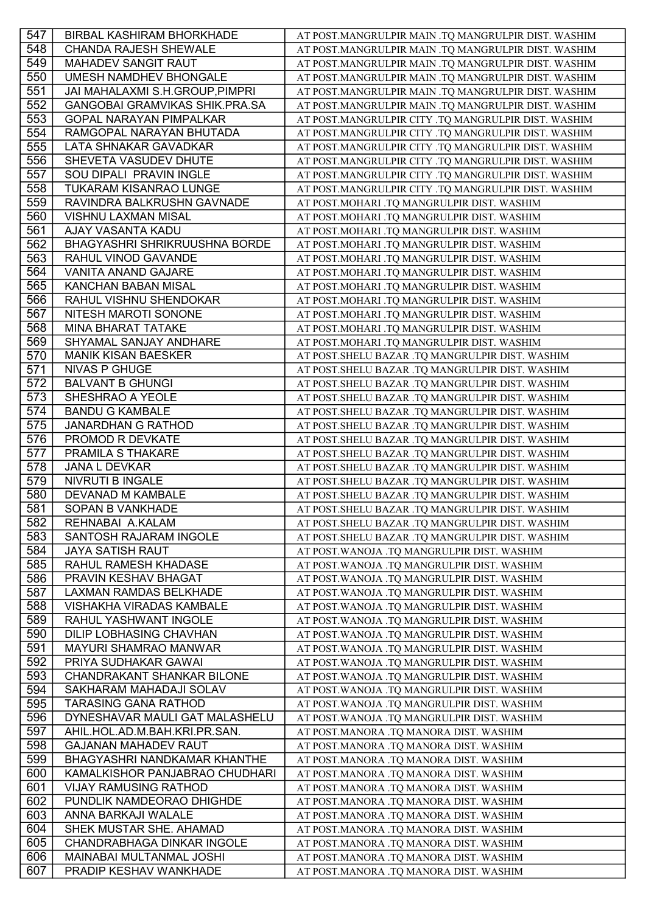| 547 | BIRBAL KASHIRAM BHORKHADE | AT POST.MANGRULPIR MAIN .TQ MANGRULPIR DIST. WASHIM |
|---|---|---|
| 548 | CHANDA RAJESH SHEWALE | AT POST.MANGRULPIR MAIN .TQ MANGRULPIR DIST. WASHIM |
| 549 | MAHADEV SANGIT RAUT | AT POST.MANGRULPIR MAIN .TQ MANGRULPIR DIST. WASHIM |
| 550 | UMESH NAMDHEV BHONGALE | AT POST.MANGRULPIR MAIN .TQ MANGRULPIR DIST. WASHIM |
| 551 | JAI MAHALAXMI S.H.GROUP,PIMPRI | AT POST.MANGRULPIR MAIN .TQ MANGRULPIR DIST. WASHIM |
| 552 | GANGOBAI GRAMVIKAS SHIK.PRA.SA | AT POST.MANGRULPIR MAIN .TQ MANGRULPIR DIST. WASHIM |
| 553 | GOPAL NARAYAN PIMPALKAR | AT POST.MANGRULPIR CITY .TQ MANGRULPIR DIST. WASHIM |
| 554 | RAMGOPAL NARAYAN BHUTADA | AT POST.MANGRULPIR CITY .TQ MANGRULPIR DIST. WASHIM |
| 555 | LATA SHNAKAR GAVADKAR | AT POST.MANGRULPIR CITY .TQ MANGRULPIR DIST. WASHIM |
| 556 | SHEVETA VASUDEV DHUTE | AT POST.MANGRULPIR CITY .TQ MANGRULPIR DIST. WASHIM |
| 557 | SOU DIPALI PRAVIN INGLE | AT POST.MANGRULPIR CITY .TQ MANGRULPIR DIST. WASHIM |
| 558 | TUKARAM KISANRAO LUNGE | AT POST.MANGRULPIR CITY .TQ MANGRULPIR DIST. WASHIM |
| 559 | RAVINDRA BALKRUSHN GAVNADE | AT POST.MOHARI .TQ MANGRULPIR DIST. WASHIM |
| 560 | VISHNU LAXMAN MISAL | AT POST.MOHARI .TQ MANGRULPIR DIST. WASHIM |
| 561 | AJAY VASANTA KADU | AT POST.MOHARI .TQ MANGRULPIR DIST. WASHIM |
| 562 | BHAGYASHRI SHRIKRUUSHNA BORDE | AT POST.MOHARI .TQ MANGRULPIR DIST. WASHIM |
| 563 | RAHUL VINOD GAVANDE | AT POST.MOHARI .TQ MANGRULPIR DIST. WASHIM |
| 564 | VANITA ANAND GAJARE | AT POST.MOHARI .TQ MANGRULPIR DIST. WASHIM |
| 565 | KANCHAN BABAN MISAL | AT POST.MOHARI .TQ MANGRULPIR DIST. WASHIM |
| 566 | RAHUL VISHNU SHENDOKAR | AT POST.MOHARI .TQ MANGRULPIR DIST. WASHIM |
| 567 | NITESH MAROTI SONONE | AT POST.MOHARI .TQ MANGRULPIR DIST. WASHIM |
| 568 | MINA BHARAT TATAKE | AT POST.MOHARI .TQ MANGRULPIR DIST. WASHIM |
| 569 | SHYAMAL SANJAY ANDHARE | AT POST.MOHARI .TQ MANGRULPIR DIST. WASHIM |
| 570 | MANIK KISAN BAESKER | AT POST.SHELU BAZAR .TQ MANGRULPIR DIST. WASHIM |
| 571 | NIVAS P GHUGE | AT POST.SHELU BAZAR .TQ MANGRULPIR DIST. WASHIM |
| 572 | BALVANT B GHUNGI | AT POST.SHELU BAZAR .TQ MANGRULPIR DIST. WASHIM |
| 573 | SHESHRAO A YEOLE | AT POST.SHELU BAZAR .TQ MANGRULPIR DIST. WASHIM |
| 574 | BANDU G KAMBALE | AT POST.SHELU BAZAR .TQ MANGRULPIR DIST. WASHIM |
| 575 | JANARDHAN G RATHOD | AT POST.SHELU BAZAR .TQ MANGRULPIR DIST. WASHIM |
| 576 | PROMOD R DEVKATE | AT POST.SHELU BAZAR .TQ MANGRULPIR DIST. WASHIM |
| 577 | PRAMILA S THAKARE | AT POST.SHELU BAZAR .TQ MANGRULPIR DIST. WASHIM |
| 578 | JANA L DEVKAR | AT POST.SHELU BAZAR .TQ MANGRULPIR DIST. WASHIM |
| 579 | NIVRUTI B INGALE | AT POST.SHELU BAZAR .TQ MANGRULPIR DIST. WASHIM |
| 580 | DEVANAD M KAMBALE | AT POST.SHELU BAZAR .TQ MANGRULPIR DIST. WASHIM |
| 581 | SOPAN B VANKHADE | AT POST.SHELU BAZAR .TQ MANGRULPIR DIST. WASHIM |
| 582 | REHNABAI A.KALAM | AT POST.SHELU BAZAR .TQ MANGRULPIR DIST. WASHIM |
| 583 | SANTOSH RAJARAM INGOLE | AT POST.SHELU BAZAR .TQ MANGRULPIR DIST. WASHIM |
| 584 | JAYA SATISH RAUT | AT POST.WANOJA .TQ MANGRULPIR DIST. WASHIM |
| 585 | RAHUL RAMESH KHADASE | AT POST.WANOJA .TQ MANGRULPIR DIST. WASHIM |
| 586 | PRAVIN KESHAV BHAGAT | AT POST.WANOJA .TQ MANGRULPIR DIST. WASHIM |
| 587 | LAXMAN RAMDAS BELKHADE | AT POST.WANOJA .TQ MANGRULPIR DIST. WASHIM |
| 588 | VISHAKHA VIRADAS KAMBALE | AT POST.WANOJA .TQ MANGRULPIR DIST. WASHIM |
| 589 | RAHUL YASHWANT INGOLE | AT POST.WANOJA .TQ MANGRULPIR DIST. WASHIM |
| 590 | DILIP LOBHASING CHAVHAN | AT POST.WANOJA .TQ MANGRULPIR DIST. WASHIM |
| 591 | MAYURI SHAMRAO MANWAR | AT POST.WANOJA .TQ MANGRULPIR DIST. WASHIM |
| 592 | PRIYA SUDHAKAR GAWAI | AT POST.WANOJA .TQ MANGRULPIR DIST. WASHIM |
| 593 | CHANDRAKANT SHANKAR BILONE | AT POST.WANOJA .TQ MANGRULPIR DIST. WASHIM |
| 594 | SAKHARAM MAHADAJI SOLAV | AT POST.WANOJA .TQ MANGRULPIR DIST. WASHIM |
| 595 | TARASING GANA RATHOD | AT POST.WANOJA .TQ MANGRULPIR DIST. WASHIM |
| 596 | DYNESHAVAR MAULI GAT MALASHELU | AT POST.WANOJA .TQ MANGRULPIR DIST. WASHIM |
| 597 | AHIL.HOL.AD.M.BAH.KRI.PR.SAN. | AT POST.MANORA .TQ MANORA DIST. WASHIM |
| 598 | GAJANAN MAHADEV RAUT | AT POST.MANORA .TQ MANORA DIST. WASHIM |
| 599 | BHAGYASHRI NANDKAMAR KHANTHE | AT POST.MANORA .TQ MANORA DIST. WASHIM |
| 600 | KAMALKISHOR PANJABRAO CHUDHARI | AT POST.MANORA .TQ MANORA DIST. WASHIM |
| 601 | VIJAY RAMUSING RATHOD | AT POST.MANORA .TQ MANORA DIST. WASHIM |
| 602 | PUNDLIK NAMDEORAO DHIGHDE | AT POST.MANORA .TQ MANORA DIST. WASHIM |
| 603 | ANNA BARKAJI WALALE | AT POST.MANORA .TQ MANORA DIST. WASHIM |
| 604 | SHEK MUSTAR SHE. AHAMAD | AT POST.MANORA .TQ MANORA DIST. WASHIM |
| 605 | CHANDRABHAGA DINKAR INGOLE | AT POST.MANORA .TQ MANORA DIST. WASHIM |
| 606 | MAINABAI MULTANMAL JOSHI | AT POST.MANORA .TQ MANORA DIST. WASHIM |
| 607 | PRADIP KESHAV WANKHADE | AT POST.MANORA .TQ MANORA DIST. WASHIM |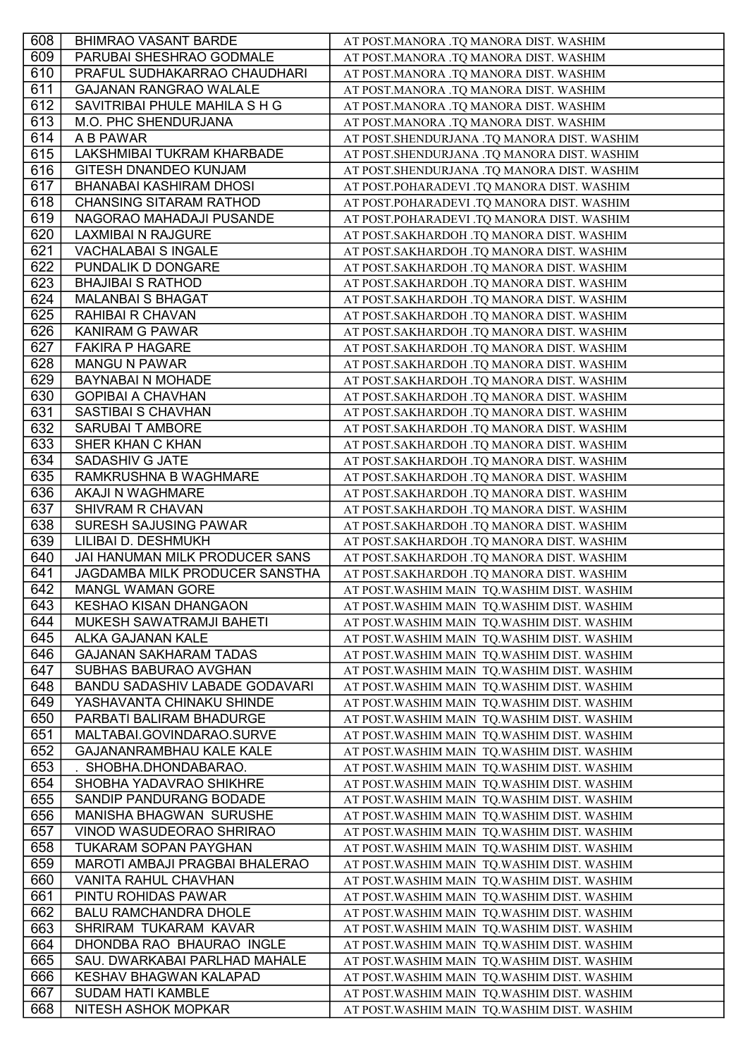| 608 | BHIMRAO VASANT BARDE | AT POST.MANORA .TQ MANORA DIST. WASHIM |
|---|---|---|
| 609 | PARUBAI SHESHRAO GODMALE | AT POST.MANORA .TQ MANORA DIST. WASHIM |
| 610 | PRAFUL SUDHAKARRAO CHAUDHARI | AT POST.MANORA .TQ MANORA DIST. WASHIM |
| 611 | GAJANAN RANGRAO WALALE | AT POST.MANORA .TQ MANORA DIST. WASHIM |
| 612 | SAVITRIBAI PHULE MAHILA S H G | AT POST.MANORA .TQ MANORA DIST. WASHIM |
| 613 | M.O. PHC SHENDURJANA | AT POST.MANORA .TQ MANORA DIST. WASHIM |
| 614 | A B PAWAR | AT POST.SHENDURJANA .TQ MANORA DIST. WASHIM |
| 615 | LAKSHMIBAI TUKRAM KHARBADE | AT POST.SHENDURJANA .TQ MANORA DIST. WASHIM |
| 616 | GITESH DNANDEO KUNJAM | AT POST.SHENDURJANA .TQ MANORA DIST. WASHIM |
| 617 | BHANABAI KASHIRAM DHOSI | AT POST.POHARADEVI .TQ MANORA DIST. WASHIM |
| 618 | CHANSING SITARAM RATHOD | AT POST.POHARADEVI .TQ MANORA DIST. WASHIM |
| 619 | NAGORAO MAHADAJI PUSANDE | AT POST.POHARADEVI .TQ MANORA DIST. WASHIM |
| 620 | LAXMIBAI N RAJGURE | AT POST.SAKHARDOH .TQ MANORA DIST. WASHIM |
| 621 | VACHALABAI S INGALE | AT POST.SAKHARDOH .TQ MANORA DIST. WASHIM |
| 622 | PUNDALIK D DONGARE | AT POST.SAKHARDOH .TQ MANORA DIST. WASHIM |
| 623 | BHAJIBAI S RATHOD | AT POST.SAKHARDOH .TQ MANORA DIST. WASHIM |
| 624 | MALANBAI S BHAGAT | AT POST.SAKHARDOH .TQ MANORA DIST. WASHIM |
| 625 | RAHIBAI R CHAVAN | AT POST.SAKHARDOH .TQ MANORA DIST. WASHIM |
| 626 | KANIRAM G PAWAR | AT POST.SAKHARDOH .TQ MANORA DIST. WASHIM |
| 627 | FAKIRA P HAGARE | AT POST.SAKHARDOH .TQ MANORA DIST. WASHIM |
| 628 | MANGU N PAWAR | AT POST.SAKHARDOH .TQ MANORA DIST. WASHIM |
| 629 | BAYNABAI N MOHADE | AT POST.SAKHARDOH .TQ MANORA DIST. WASHIM |
| 630 | GOPIBAI A CHAVHAN | AT POST.SAKHARDOH .TQ MANORA DIST. WASHIM |
| 631 | SASTIBAI S CHAVHAN | AT POST.SAKHARDOH .TQ MANORA DIST. WASHIM |
| 632 | SARUBAI T AMBORE | AT POST.SAKHARDOH .TQ MANORA DIST. WASHIM |
| 633 | SHER KHAN C KHAN | AT POST.SAKHARDOH .TQ MANORA DIST. WASHIM |
| 634 | SADASHIV G JATE | AT POST.SAKHARDOH .TQ MANORA DIST. WASHIM |
| 635 | RAMKRUSHNA B WAGHMARE | AT POST.SAKHARDOH .TQ MANORA DIST. WASHIM |
| 636 | AKAJI N WAGHMARE | AT POST.SAKHARDOH .TQ MANORA DIST. WASHIM |
| 637 | SHIVRAM R CHAVAN | AT POST.SAKHARDOH .TQ MANORA DIST. WASHIM |
| 638 | SURESH SAJUSING PAWAR | AT POST.SAKHARDOH .TQ MANORA DIST. WASHIM |
| 639 | LILIBAI D. DESHMUKH | AT POST.SAKHARDOH .TQ MANORA DIST. WASHIM |
| 640 | JAI HANUMAN MILK PRODUCER SANS | AT POST.SAKHARDOH .TQ MANORA DIST. WASHIM |
| 641 | JAGDAMBA MILK PRODUCER SANSTHA | AT POST.SAKHARDOH .TQ MANORA DIST. WASHIM |
| 642 | MANGL WAMAN GORE | AT POST.WASHIM MAIN TQ.WASHIM DIST. WASHIM |
| 643 | KESHAO KISAN DHANGAON | AT POST.WASHIM MAIN TQ.WASHIM DIST. WASHIM |
| 644 | MUKESH SAWATRAMJI BAHETI | AT POST.WASHIM MAIN TQ.WASHIM DIST. WASHIM |
| 645 | ALKA GAJANAN KALE | AT POST.WASHIM MAIN TQ.WASHIM DIST. WASHIM |
| 646 | GAJANAN SAKHARAM TADAS | AT POST.WASHIM MAIN TQ.WASHIM DIST. WASHIM |
| 647 | SUBHAS BABURAO AVGHAN | AT POST.WASHIM MAIN TQ.WASHIM DIST. WASHIM |
| 648 | BANDU SADASHIV LABADE GODAVARI | AT POST.WASHIM MAIN TQ.WASHIM DIST. WASHIM |
| 649 | YASHAVANTA CHINAKU SHINDE | AT POST.WASHIM MAIN TQ.WASHIM DIST. WASHIM |
| 650 | PARBATI BALIRAM BHADURGE | AT POST.WASHIM MAIN TQ.WASHIM DIST. WASHIM |
| 651 | MALTABAI.GOVINDARAO.SURVE | AT POST.WASHIM MAIN TQ.WASHIM DIST. WASHIM |
| 652 | GAJANANRAMBHAU KALE KALE | AT POST.WASHIM MAIN TQ.WASHIM DIST. WASHIM |
| 653 | . SHOBHA.DHONDABARAO. | AT POST.WASHIM MAIN TQ.WASHIM DIST. WASHIM |
| 654 | SHOBHA YADAVRAO SHIKHRE | AT POST.WASHIM MAIN TQ.WASHIM DIST. WASHIM |
| 655 | SANDIP PANDURANG BODADE | AT POST.WASHIM MAIN TQ.WASHIM DIST. WASHIM |
| 656 | MANISHA BHAGWAN SURUSHE | AT POST.WASHIM MAIN TQ.WASHIM DIST. WASHIM |
| 657 | VINOD WASUDEORAO SHRIRAO | AT POST.WASHIM MAIN TQ.WASHIM DIST. WASHIM |
| 658 | TUKARAM SOPAN PAYGHAN | AT POST.WASHIM MAIN TQ.WASHIM DIST. WASHIM |
| 659 | MAROTI AMBAJI PRAGBAI BHALERAO | AT POST.WASHIM MAIN TQ.WASHIM DIST. WASHIM |
| 660 | VANITA RAHUL CHAVHAN | AT POST.WASHIM MAIN TQ.WASHIM DIST. WASHIM |
| 661 | PINTU ROHIDAS PAWAR | AT POST.WASHIM MAIN TQ.WASHIM DIST. WASHIM |
| 662 | BALU RAMCHANDRA DHOLE | AT POST.WASHIM MAIN TQ.WASHIM DIST. WASHIM |
| 663 | SHRIRAM TUKARAM KAVAR | AT POST.WASHIM MAIN TQ.WASHIM DIST. WASHIM |
| 664 | DHONDBA RAO BHAURAO INGLE | AT POST.WASHIM MAIN TQ.WASHIM DIST. WASHIM |
| 665 | SAU. DWARKABAI PARLHAD MAHALE | AT POST.WASHIM MAIN TQ.WASHIM DIST. WASHIM |
| 666 | KESHAV BHAGWAN KALAPAD | AT POST.WASHIM MAIN TQ.WASHIM DIST. WASHIM |
| 667 | SUDAM HATI KAMBLE | AT POST.WASHIM MAIN TQ.WASHIM DIST. WASHIM |
| 668 | NITESH ASHOK MOPKAR | AT POST.WASHIM MAIN TQ.WASHIM DIST. WASHIM |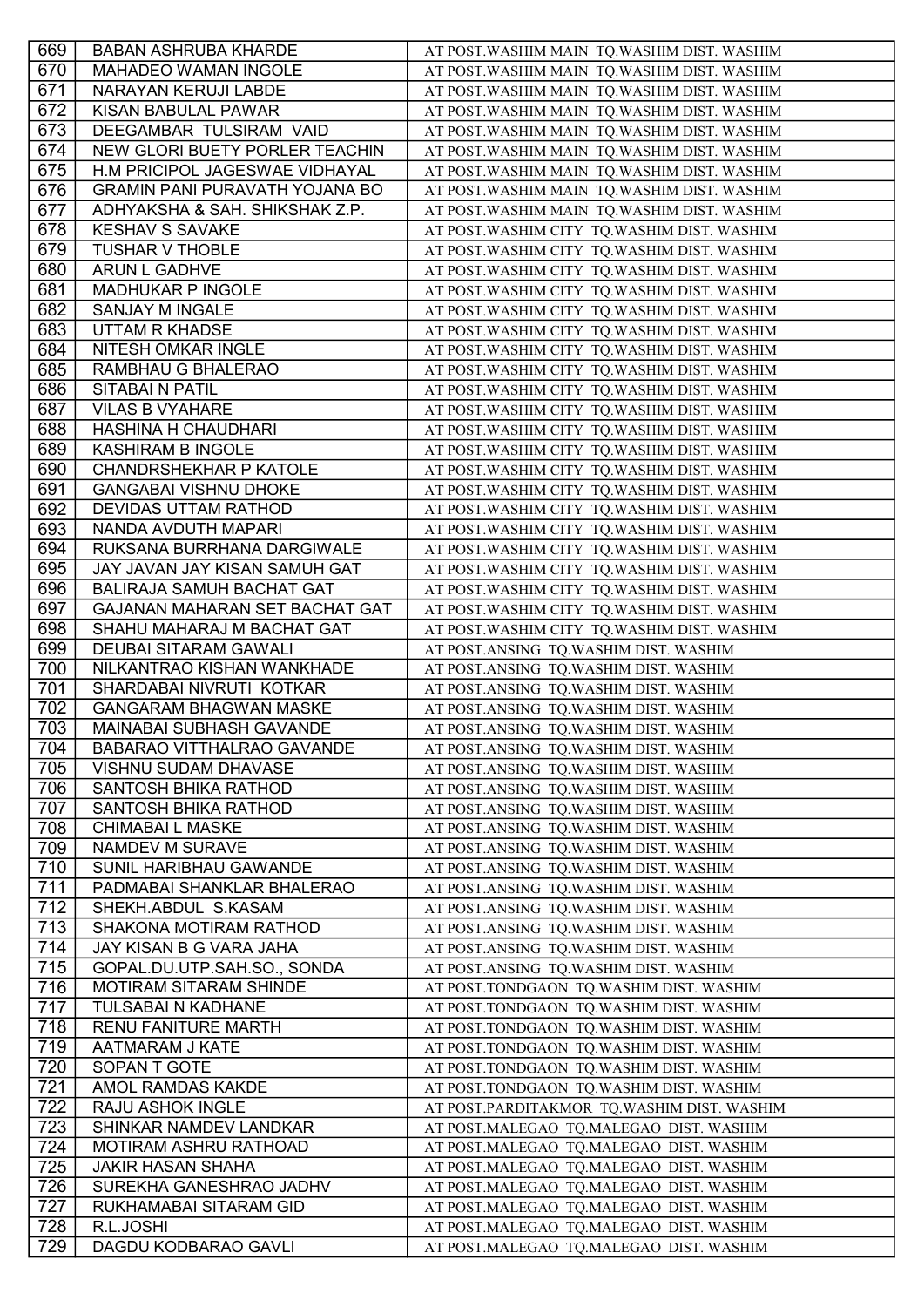| 669 | BABAN ASHRUBA KHARDE | AT POST.WASHIM MAIN TQ.WASHIM DIST. WASHIM |
|---|---|---|
| 670 | MAHADEO WAMAN INGOLE | AT POST.WASHIM MAIN TQ.WASHIM DIST. WASHIM |
| 671 | NARAYAN KERUJI LABDE | AT POST.WASHIM MAIN TQ.WASHIM DIST. WASHIM |
| 672 | KISAN BABULAL PAWAR | AT POST.WASHIM MAIN TQ.WASHIM DIST. WASHIM |
| 673 | DEEGAMBAR TULSIRAM VAID | AT POST.WASHIM MAIN TQ.WASHIM DIST. WASHIM |
| 674 | NEW GLORI BUETY PORLER TEACHIN | AT POST.WASHIM MAIN TQ.WASHIM DIST. WASHIM |
| 675 | H.M PRICIPOL JAGESWAE VIDHAYAL | AT POST.WASHIM MAIN TQ.WASHIM DIST. WASHIM |
| 676 | GRAMIN PANI PURAVATH YOJANA BO | AT POST.WASHIM MAIN TQ.WASHIM DIST. WASHIM |
| 677 | ADHYAKSHA & SAH. SHIKSHAK Z.P. | AT POST.WASHIM MAIN TQ.WASHIM DIST. WASHIM |
| 678 | KESHAV S SAVAKE | AT POST.WASHIM CITY TQ.WASHIM DIST. WASHIM |
| 679 | TUSHAR V THOBLE | AT POST.WASHIM CITY TQ.WASHIM DIST. WASHIM |
| 680 | ARUN L GADHVE | AT POST.WASHIM CITY TQ.WASHIM DIST. WASHIM |
| 681 | MADHUKAR P INGOLE | AT POST.WASHIM CITY TQ.WASHIM DIST. WASHIM |
| 682 | SANJAY M INGALE | AT POST.WASHIM CITY TQ.WASHIM DIST. WASHIM |
| 683 | UTTAM R KHADSE | AT POST.WASHIM CITY TQ.WASHIM DIST. WASHIM |
| 684 | NITESH OMKAR INGLE | AT POST.WASHIM CITY TQ.WASHIM DIST. WASHIM |
| 685 | RAMBHAU G BHALERAO | AT POST.WASHIM CITY TQ.WASHIM DIST. WASHIM |
| 686 | SITABAI N PATIL | AT POST.WASHIM CITY TQ.WASHIM DIST. WASHIM |
| 687 | VILAS B VYAHARE | AT POST.WASHIM CITY TQ.WASHIM DIST. WASHIM |
| 688 | HASHINA H CHAUDHARI | AT POST.WASHIM CITY TQ.WASHIM DIST. WASHIM |
| 689 | KASHIRAM B INGOLE | AT POST.WASHIM CITY TQ.WASHIM DIST. WASHIM |
| 690 | CHANDRSHEKHAR P KATOLE | AT POST.WASHIM CITY TQ.WASHIM DIST. WASHIM |
| 691 | GANGABAI VISHNU DHOKE | AT POST.WASHIM CITY TQ.WASHIM DIST. WASHIM |
| 692 | DEVIDAS UTTAM RATHOD | AT POST.WASHIM CITY TQ.WASHIM DIST. WASHIM |
| 693 | NANDA AVDUTH MAPARI | AT POST.WASHIM CITY TQ.WASHIM DIST. WASHIM |
| 694 | RUKSANA BURRHANA DARGIWALE | AT POST.WASHIM CITY TQ.WASHIM DIST. WASHIM |
| 695 | JAY JAVAN JAY KISAN SAMUH GAT | AT POST.WASHIM CITY TQ.WASHIM DIST. WASHIM |
| 696 | BALIRAJA SAMUH BACHAT GAT | AT POST.WASHIM CITY TQ.WASHIM DIST. WASHIM |
| 697 | GAJANAN MAHARAN SET BACHAT GAT | AT POST.WASHIM CITY TQ.WASHIM DIST. WASHIM |
| 698 | SHAHU MAHARAJ M BACHAT GAT | AT POST.WASHIM CITY TQ.WASHIM DIST. WASHIM |
| 699 | DEUBAI SITARAM GAWALI | AT POST.ANSING TQ.WASHIM DIST. WASHIM |
| 700 | NILKANTRAO KISHAN WANKHADE | AT POST.ANSING TQ.WASHIM DIST. WASHIM |
| 701 | SHARDABAI NIVRUTI KOTKAR | AT POST.ANSING TQ.WASHIM DIST. WASHIM |
| 702 | GANGARAM BHAGWAN MASKE | AT POST.ANSING TQ.WASHIM DIST. WASHIM |
| 703 | MAINABAI SUBHASH GAVANDE | AT POST.ANSING TQ.WASHIM DIST. WASHIM |
| 704 | BABARAO VITTHALRAO GAVANDE | AT POST.ANSING TQ.WASHIM DIST. WASHIM |
| 705 | VISHNU SUDAM DHAVASE | AT POST.ANSING TQ.WASHIM DIST. WASHIM |
| 706 | SANTOSH BHIKA RATHOD | AT POST.ANSING TQ.WASHIM DIST. WASHIM |
| 707 | SANTOSH BHIKA RATHOD | AT POST.ANSING TQ.WASHIM DIST. WASHIM |
| 708 | CHIMABAI L MASKE | AT POST.ANSING TQ.WASHIM DIST. WASHIM |
| 709 | NAMDEV M SURAVE | AT POST.ANSING TQ.WASHIM DIST. WASHIM |
| 710 | SUNIL HARIBHAU GAWANDE | AT POST.ANSING TQ.WASHIM DIST. WASHIM |
| 711 | PADMABAI SHANKLAR BHALERAO | AT POST.ANSING TQ.WASHIM DIST. WASHIM |
| 712 | SHEKH.ABDUL S.KASAM | AT POST.ANSING TQ.WASHIM DIST. WASHIM |
| 713 | SHAKONA MOTIRAM RATHOD | AT POST.ANSING TQ.WASHIM DIST. WASHIM |
| 714 | JAY KISAN B G VARA JAHA | AT POST.ANSING TQ.WASHIM DIST. WASHIM |
| 715 | GOPAL.DU.UTP.SAH.SO., SONDA | AT POST.ANSING TQ.WASHIM DIST. WASHIM |
| 716 | MOTIRAM SITARAM SHINDE | AT POST.TONDGAON TQ.WASHIM DIST. WASHIM |
| 717 | TULSABAI N KADHANE | AT POST.TONDGAON TQ.WASHIM DIST. WASHIM |
| 718 | RENU FANITURE MARTH | AT POST.TONDGAON TQ.WASHIM DIST. WASHIM |
| 719 | AATMARAM J KATE | AT POST.TONDGAON TQ.WASHIM DIST. WASHIM |
| 720 | SOPAN T GOTE | AT POST.TONDGAON TQ.WASHIM DIST. WASHIM |
| 721 | AMOL RAMDAS KAKDE | AT POST.TONDGAON TQ.WASHIM DIST. WASHIM |
| 722 | RAJU ASHOK INGLE | AT POST.PARDITAKMOR TQ.WASHIM DIST. WASHIM |
| 723 | SHINKAR NAMDEV LANDKAR | AT POST.MALEGAO TQ.MALEGAO DIST. WASHIM |
| 724 | MOTIRAM ASHRU RATHOAD | AT POST.MALEGAO TQ.MALEGAO DIST. WASHIM |
| 725 | JAKIR HASAN SHAHA | AT POST.MALEGAO TQ.MALEGAO DIST. WASHIM |
| 726 | SUREKHA GANESHRAO JADHV | AT POST.MALEGAO TQ.MALEGAO DIST. WASHIM |
| 727 | RUKHAMABAI SITARAM GID | AT POST.MALEGAO TQ.MALEGAO DIST. WASHIM |
| 728 | R.L.JOSHI | AT POST.MALEGAO TQ.MALEGAO DIST. WASHIM |
| 729 | DAGDU KODBARAO GAVLI | AT POST.MALEGAO TQ.MALEGAO DIST. WASHIM |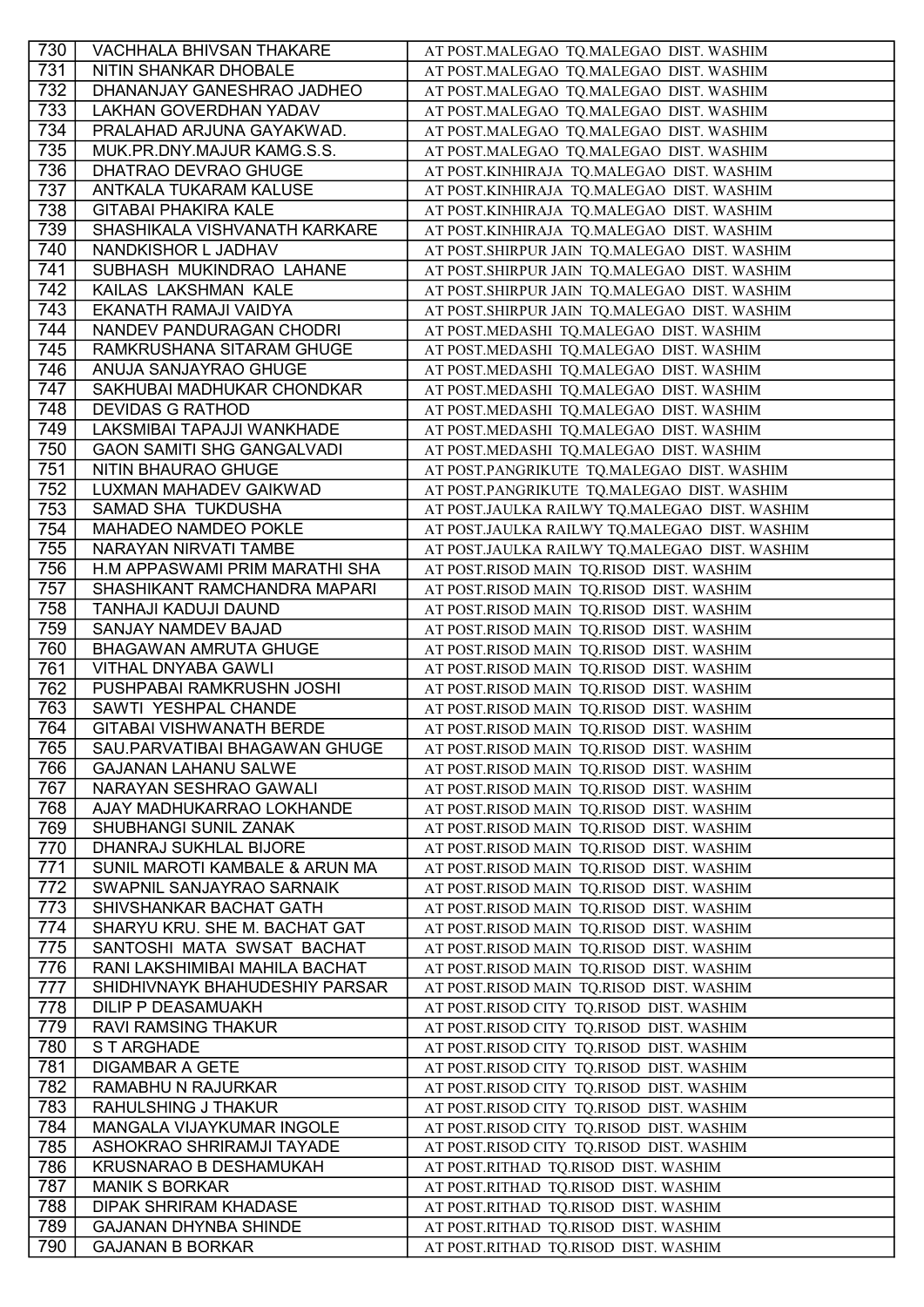| 730 | VACHHALA BHIVSAN THAKARE | AT POST.MALEGAO TQ.MALEGAO DIST. WASHIM |
|---|---|---|
| 731 | NITIN SHANKAR DHOBALE | AT POST.MALEGAO TQ.MALEGAO DIST. WASHIM |
| 732 | DHANANJAY GANESHRAO JADHEO | AT POST.MALEGAO TQ.MALEGAO DIST. WASHIM |
| 733 | LAKHAN GOVERDHAN YADAV | AT POST.MALEGAO TQ.MALEGAO DIST. WASHIM |
| 734 | PRALAHAD ARJUNA GAYAKWAD. | AT POST.MALEGAO TQ.MALEGAO DIST. WASHIM |
| 735 | MUK.PR.DNY.MAJUR KAMG.S.S. | AT POST.MALEGAO TQ.MALEGAO DIST. WASHIM |
| 736 | DHATRAO DEVRAO GHUGE | AT POST.KINHIRAJA TQ.MALEGAO DIST. WASHIM |
| 737 | ANTKALA TUKARAM KALUSE | AT POST.KINHIRAJA TQ.MALEGAO DIST. WASHIM |
| 738 | GITABAI PHAKIRA KALE | AT POST.KINHIRAJA TQ.MALEGAO DIST. WASHIM |
| 739 | SHASHIKALA VISHVANATH KARKARE | AT POST.KINHIRAJA TQ.MALEGAO DIST. WASHIM |
| 740 | NANDKISHOR L JADHAV | AT POST.SHIRPUR JAIN TQ.MALEGAO DIST. WASHIM |
| 741 | SUBHASH MUKINDRAO LAHANE | AT POST.SHIRPUR JAIN TQ.MALEGAO DIST. WASHIM |
| 742 | KAILAS LAKSHMAN KALE | AT POST.SHIRPUR JAIN TQ.MALEGAO DIST. WASHIM |
| 743 | EKANATH RAMAJI VAIDYA | AT POST.SHIRPUR JAIN TQ.MALEGAO DIST. WASHIM |
| 744 | NANDEV PANDURAGAN CHODRI | AT POST.MEDASHI TQ.MALEGAO DIST. WASHIM |
| 745 | RAMKRUSHANA SITARAM GHUGE | AT POST.MEDASHI TQ.MALEGAO DIST. WASHIM |
| 746 | ANUJA SANJAYRAO GHUGE | AT POST.MEDASHI TQ.MALEGAO DIST. WASHIM |
| 747 | SAKHUBAI MADHUKAR CHONDKAR | AT POST.MEDASHI TQ.MALEGAO DIST. WASHIM |
| 748 | DEVIDAS G RATHOD | AT POST.MEDASHI TQ.MALEGAO DIST. WASHIM |
| 749 | LAKSMIBAI TAPAJJI WANKHADE | AT POST.MEDASHI TQ.MALEGAO DIST. WASHIM |
| 750 | GAON SAMITI SHG GANGALVADI | AT POST.MEDASHI TQ.MALEGAO DIST. WASHIM |
| 751 | NITIN BHAURAO GHUGE | AT POST.PANGRIKUTE TQ.MALEGAO DIST. WASHIM |
| 752 | LUXMAN MAHADEV GAIKWAD | AT POST.PANGRIKUTE TQ.MALEGAO DIST. WASHIM |
| 753 | SAMAD SHA TUKDUSHA | AT POST.JAULKA RAILWY TQ.MALEGAO DIST. WASHIM |
| 754 | MAHADEO NAMDEO POKLE | AT POST.JAULKA RAILWY TQ.MALEGAO DIST. WASHIM |
| 755 | NARAYAN NIRVATI TAMBE | AT POST.JAULKA RAILWY TQ.MALEGAO DIST. WASHIM |
| 756 | H.M APPASWAMI PRIM MARATHI SHA | AT POST.RISOD MAIN TQ.RISOD DIST. WASHIM |
| 757 | SHASHIKANT RAMCHANDRA MAPARI | AT POST.RISOD MAIN TQ.RISOD DIST. WASHIM |
| 758 | TANHAJI KADUJI DAUND | AT POST.RISOD MAIN TQ.RISOD DIST. WASHIM |
| 759 | SANJAY NAMDEV BAJAD | AT POST.RISOD MAIN TQ.RISOD DIST. WASHIM |
| 760 | BHAGAWAN AMRUTA GHUGE | AT POST.RISOD MAIN TQ.RISOD DIST. WASHIM |
| 761 | VITHAL DNYABA GAWLI | AT POST.RISOD MAIN TQ.RISOD DIST. WASHIM |
| 762 | PUSHPABAI RAMKRUSHN JOSHI | AT POST.RISOD MAIN TQ.RISOD DIST. WASHIM |
| 763 | SAWTI YESHPAL CHANDE | AT POST.RISOD MAIN TQ.RISOD DIST. WASHIM |
| 764 | GITABAI VISHWANATH BERDE | AT POST.RISOD MAIN TQ.RISOD DIST. WASHIM |
| 765 | SAU.PARVATIBAI BHAGAWAN GHUGE | AT POST.RISOD MAIN TQ.RISOD DIST. WASHIM |
| 766 | GAJANAN LAHANU SALWE | AT POST.RISOD MAIN TQ.RISOD DIST. WASHIM |
| 767 | NARAYAN SESHRAO GAWALI | AT POST.RISOD MAIN TQ.RISOD DIST. WASHIM |
| 768 | AJAY MADHUKARRAO LOKHANDE | AT POST.RISOD MAIN TQ.RISOD DIST. WASHIM |
| 769 | SHUBHANGI SUNIL ZANAK | AT POST.RISOD MAIN TQ.RISOD DIST. WASHIM |
| 770 | DHANRAJ SUKHLAL BIJORE | AT POST.RISOD MAIN TQ.RISOD DIST. WASHIM |
| 771 | SUNIL MAROTI KAMBALE & ARUN MA | AT POST.RISOD MAIN TQ.RISOD DIST. WASHIM |
| 772 | SWAPNIL SANJAYRAO SARNAIK | AT POST.RISOD MAIN TQ.RISOD DIST. WASHIM |
| 773 | SHIVSHANKAR BACHAT GATH | AT POST.RISOD MAIN TQ.RISOD DIST. WASHIM |
| 774 | SHARYU KRU. SHE M. BACHAT GAT | AT POST.RISOD MAIN TQ.RISOD DIST. WASHIM |
| 775 | SANTOSHI MATA SWSAT BACHAT | AT POST.RISOD MAIN TQ.RISOD DIST. WASHIM |
| 776 | RANI LAKSHIMIBAI MAHILA BACHAT | AT POST.RISOD MAIN TQ.RISOD DIST. WASHIM |
| 777 | SHIDHIVNAYK BHAHUDESHIY PARSAR | AT POST.RISOD MAIN TQ.RISOD DIST. WASHIM |
| 778 | DILIP P DEASAMUAKH | AT POST.RISOD CITY TQ.RISOD DIST. WASHIM |
| 779 | RAVI RAMSING THAKUR | AT POST.RISOD CITY TQ.RISOD DIST. WASHIM |
| 780 | S T ARGHADE | AT POST.RISOD CITY TQ.RISOD DIST. WASHIM |
| 781 | DIGAMBAR A GETE | AT POST.RISOD CITY TQ.RISOD DIST. WASHIM |
| 782 | RAMABHU N RAJURKAR | AT POST.RISOD CITY TQ.RISOD DIST. WASHIM |
| 783 | RAHULSHING J THAKUR | AT POST.RISOD CITY TQ.RISOD DIST. WASHIM |
| 784 | MANGALA VIJAYKUMAR INGOLE | AT POST.RISOD CITY TQ.RISOD DIST. WASHIM |
| 785 | ASHOKRAO SHRIRAMJI TAYADE | AT POST.RISOD CITY TQ.RISOD DIST. WASHIM |
| 786 | KRUSNARAO B DESHAMUKAH | AT POST.RITHAD TQ.RISOD DIST. WASHIM |
| 787 | MANIK S BORKAR | AT POST.RITHAD TQ.RISOD DIST. WASHIM |
| 788 | DIPAK SHRIRAM KHADASE | AT POST.RITHAD TQ.RISOD DIST. WASHIM |
| 789 | GAJANAN DHYNBA SHINDE | AT POST.RITHAD TQ.RISOD DIST. WASHIM |
| 790 | GAJANAN B BORKAR | AT POST.RITHAD TQ.RISOD DIST. WASHIM |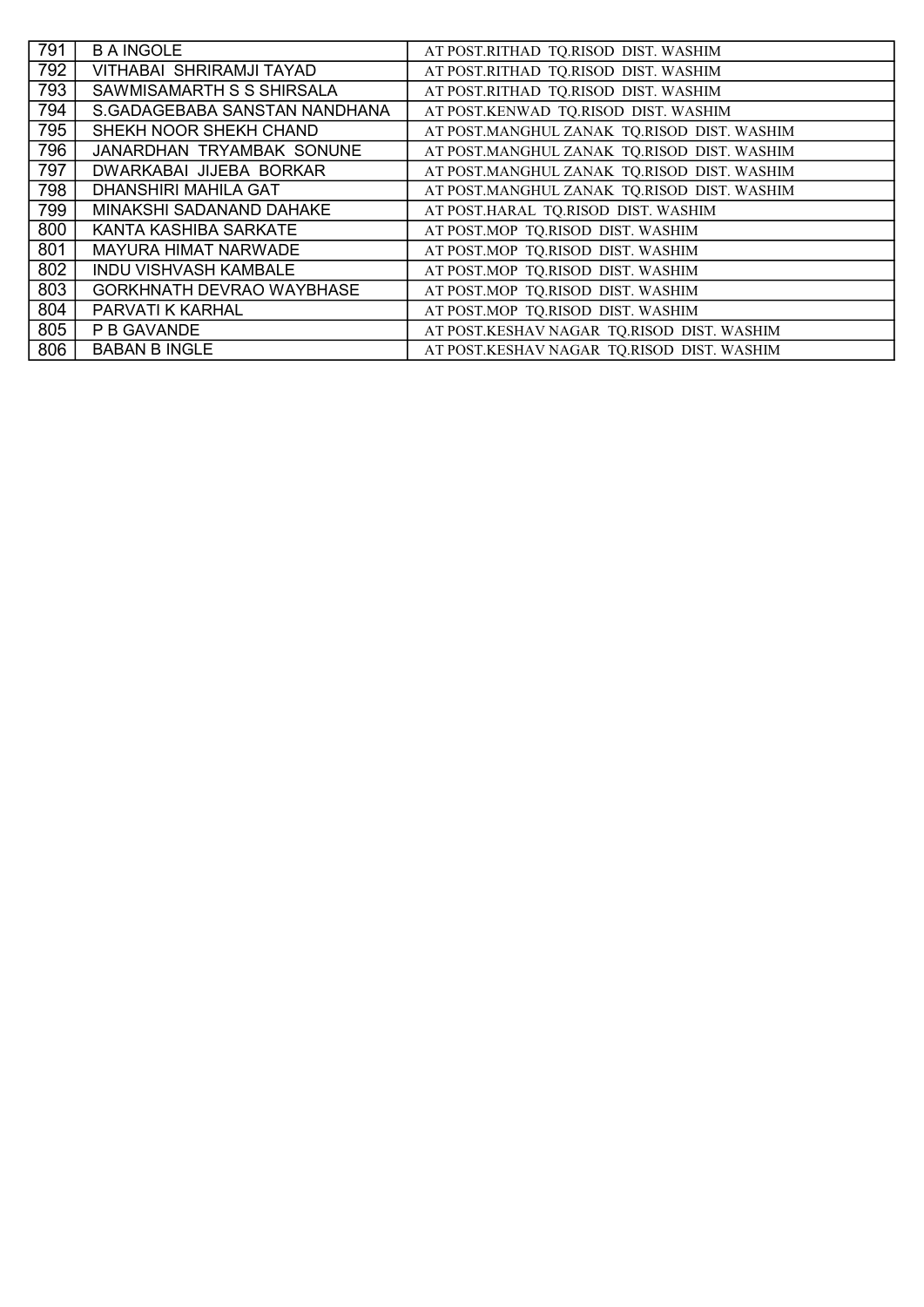| | | |
|---|---|---|
| 791 | B A INGOLE | AT POST.RITHAD TQ.RISOD DIST. WASHIM |
| 792 | VITHABAI SHRIRAMJI TAYAD | AT POST.RITHAD TQ.RISOD DIST. WASHIM |
| 793 | SAWMISAMARTH S S SHIRSALA | AT POST.RITHAD TQ.RISOD DIST. WASHIM |
| 794 | S.GADAGEBABA SANSTAN NANDHANA | AT POST.KENWAD TQ.RISOD DIST. WASHIM |
| 795 | SHEKH NOOR SHEKH CHAND | AT POST.MANGHUL ZANAK TQ.RISOD DIST. WASHIM |
| 796 | JANARDHAN TRYAMBAK SONUNE | AT POST.MANGHUL ZANAK TQ.RISOD DIST. WASHIM |
| 797 | DWARKABAI JIJEBA BORKAR | AT POST.MANGHUL ZANAK TQ.RISOD DIST. WASHIM |
| 798 | DHANSHIRI MAHILA GAT | AT POST.MANGHUL ZANAK TQ.RISOD DIST. WASHIM |
| 799 | MINAKSHI SADANAND DAHAKE | AT POST.HARAL TQ.RISOD DIST. WASHIM |
| 800 | KANTA KASHIBA SARKATE | AT POST.MOP TQ.RISOD DIST. WASHIM |
| 801 | MAYURA HIMAT NARWADE | AT POST.MOP TQ.RISOD DIST. WASHIM |
| 802 | INDU VISHVASH KAMBALE | AT POST.MOP TQ.RISOD DIST. WASHIM |
| 803 | GORKHNATH DEVRAO WAYBHASE | AT POST.MOP TQ.RISOD DIST. WASHIM |
| 804 | PARVATI K KARHAL | AT POST.MOP TQ.RISOD DIST. WASHIM |
| 805 | P B GAVANDE | AT POST.KESHAV NAGAR TQ.RISOD DIST. WASHIM |
| 806 | BABAN B INGLE | AT POST.KESHAV NAGAR TQ.RISOD DIST. WASHIM |